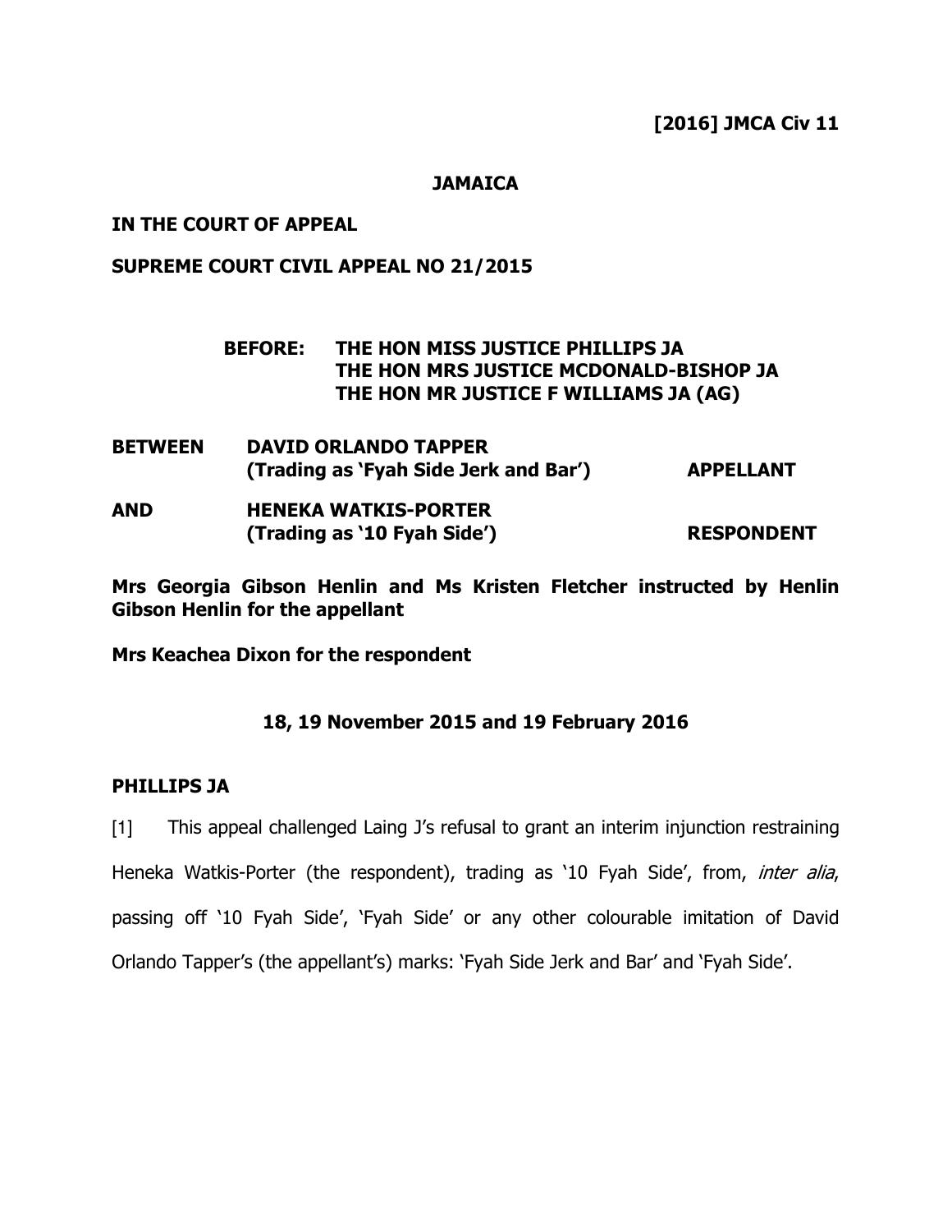**[2016] JMCA Civ 11**

**JAMAICA**

**IN THE COURT OF APPEAL**

**SUPREME COURT CIVIL APPEAL NO 21/2015**

**BEFORE: THE HON MISS JUSTICE PHILLIPS JA**
**THE HON MRS JUSTICE MCDONALD-BISHOP JA**
**THE HON MR JUSTICE F WILLIAMS JA (AG)**

| | | |
|---|---|---|
| **BETWEEN** | **DAVID ORLANDO TAPPER (Trading as 'Fyah Side Jerk and Bar')** | **APPELLANT** |
| **AND** | **HENEKA WATKIS-PORTER (Trading as '10 Fyah Side')** | **RESPONDENT** |

**Mrs Georgia Gibson Henlin and Ms Kristen Fletcher instructed by Henlin Gibson Henlin for the appellant**

**Mrs Keachea Dixon for the respondent**

**18, 19 November 2015 and 19 February 2016**

**PHILLIPS JA**

[1] This appeal challenged Laing J's refusal to grant an interim injunction restraining Heneka Watkis-Porter (the respondent), trading as '10 Fyah Side', from, *inter alia*, passing off '10 Fyah Side', 'Fyah Side' or any other colourable imitation of David Orlando Tapper's (the appellant's) marks: 'Fyah Side Jerk and Bar' and 'Fyah Side'.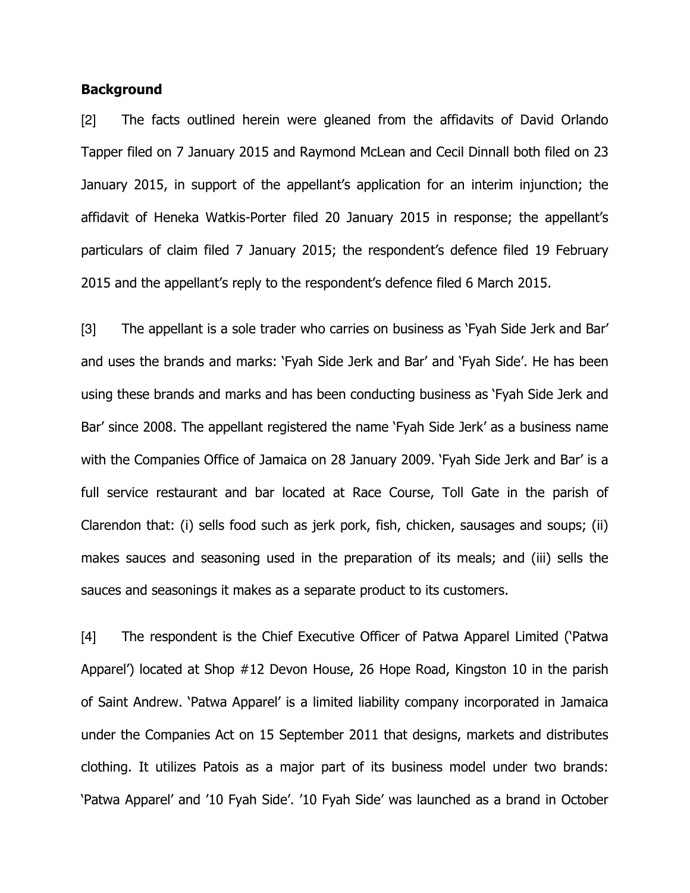**Background**

[2] The facts outlined herein were gleaned from the affidavits of David Orlando Tapper filed on 7 January 2015 and Raymond McLean and Cecil Dinnall both filed on 23 January 2015, in support of the appellant's application for an interim injunction; the affidavit of Heneka Watkis-Porter filed 20 January 2015 in response; the appellant's particulars of claim filed 7 January 2015; the respondent's defence filed 19 February 2015 and the appellant's reply to the respondent's defence filed 6 March 2015.

[3] The appellant is a sole trader who carries on business as 'Fyah Side Jerk and Bar' and uses the brands and marks: 'Fyah Side Jerk and Bar' and 'Fyah Side'. He has been using these brands and marks and has been conducting business as 'Fyah Side Jerk and Bar' since 2008. The appellant registered the name 'Fyah Side Jerk' as a business name with the Companies Office of Jamaica on 28 January 2009. 'Fyah Side Jerk and Bar' is a full service restaurant and bar located at Race Course, Toll Gate in the parish of Clarendon that: (i) sells food such as jerk pork, fish, chicken, sausages and soups; (ii) makes sauces and seasoning used in the preparation of its meals; and (iii) sells the sauces and seasonings it makes as a separate product to its customers.

[4] The respondent is the Chief Executive Officer of Patwa Apparel Limited ('Patwa Apparel') located at Shop #12 Devon House, 26 Hope Road, Kingston 10 in the parish of Saint Andrew. 'Patwa Apparel' is a limited liability company incorporated in Jamaica under the Companies Act on 15 September 2011 that designs, markets and distributes clothing. It utilizes Patois as a major part of its business model under two brands: 'Patwa Apparel' and '10 Fyah Side'. '10 Fyah Side' was launched as a brand in October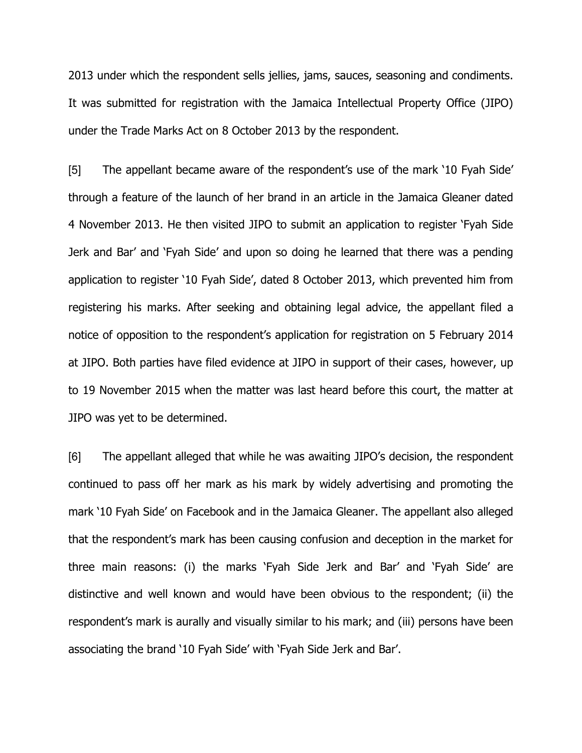2013 under which the respondent sells jellies, jams, sauces, seasoning and condiments. It was submitted for registration with the Jamaica Intellectual Property Office (JIPO) under the Trade Marks Act on 8 October 2013 by the respondent.

[5] The appellant became aware of the respondent's use of the mark '10 Fyah Side' through a feature of the launch of her brand in an article in the Jamaica Gleaner dated 4 November 2013. He then visited JIPO to submit an application to register 'Fyah Side Jerk and Bar' and 'Fyah Side' and upon so doing he learned that there was a pending application to register '10 Fyah Side', dated 8 October 2013, which prevented him from registering his marks. After seeking and obtaining legal advice, the appellant filed a notice of opposition to the respondent's application for registration on 5 February 2014 at JIPO. Both parties have filed evidence at JIPO in support of their cases, however, up to 19 November 2015 when the matter was last heard before this court, the matter at JIPO was yet to be determined.

[6] The appellant alleged that while he was awaiting JIPO's decision, the respondent continued to pass off her mark as his mark by widely advertising and promoting the mark '10 Fyah Side' on Facebook and in the Jamaica Gleaner. The appellant also alleged that the respondent's mark has been causing confusion and deception in the market for three main reasons: (i) the marks 'Fyah Side Jerk and Bar' and 'Fyah Side' are distinctive and well known and would have been obvious to the respondent; (ii) the respondent's mark is aurally and visually similar to his mark; and (iii) persons have been associating the brand '10 Fyah Side' with 'Fyah Side Jerk and Bar'.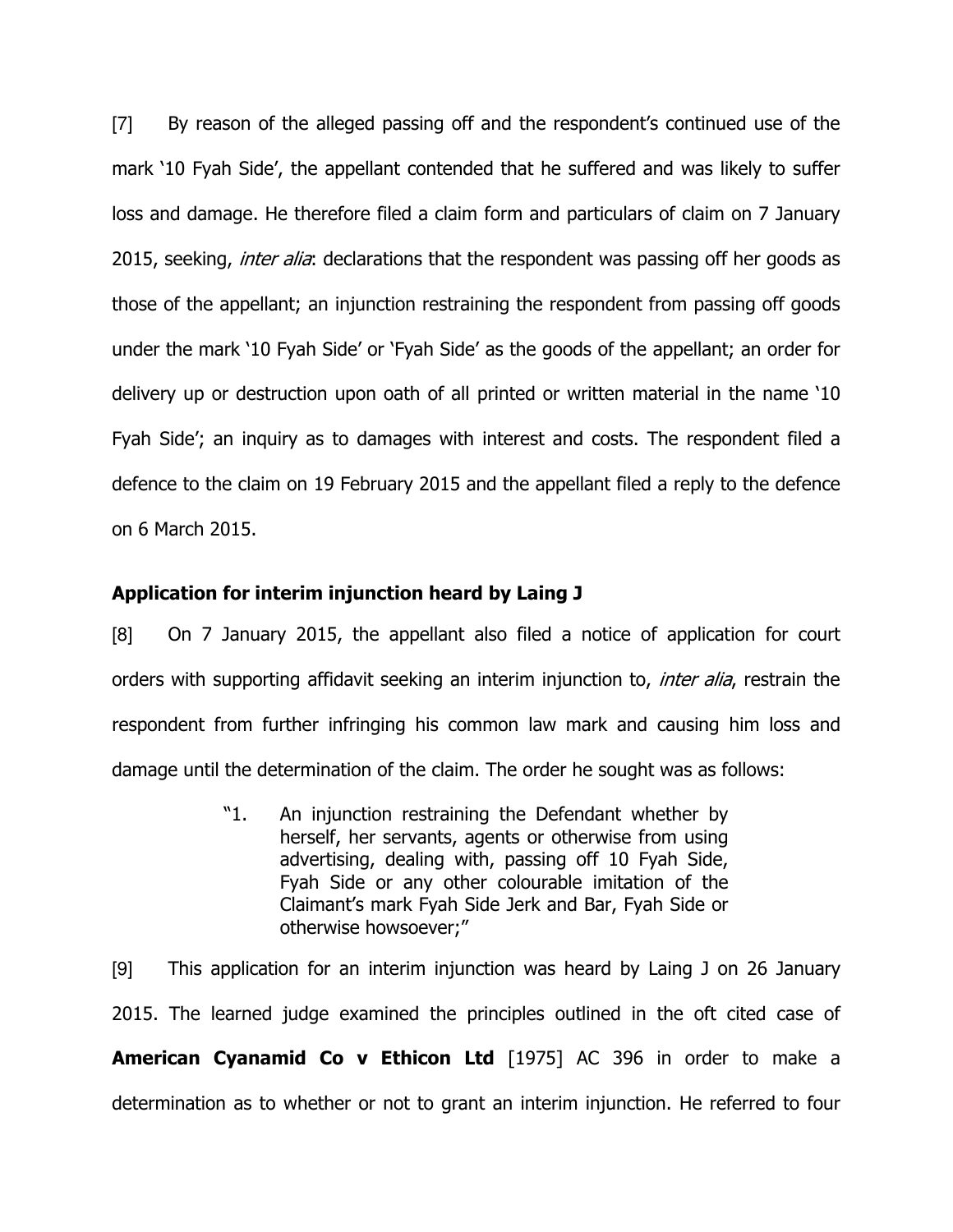[7] By reason of the alleged passing off and the respondent's continued use of the mark '10 Fyah Side', the appellant contended that he suffered and was likely to suffer loss and damage. He therefore filed a claim form and particulars of claim on 7 January 2015, seeking, *inter alia*: declarations that the respondent was passing off her goods as those of the appellant; an injunction restraining the respondent from passing off goods under the mark '10 Fyah Side' or 'Fyah Side' as the goods of the appellant; an order for delivery up or destruction upon oath of all printed or written material in the name '10 Fyah Side'; an inquiry as to damages with interest and costs. The respondent filed a defence to the claim on 19 February 2015 and the appellant filed a reply to the defence on 6 March 2015.

**Application for interim injunction heard by Laing J**

[8] On 7 January 2015, the appellant also filed a notice of application for court orders with supporting affidavit seeking an interim injunction to, *inter alia*, restrain the respondent from further infringing his common law mark and causing him loss and damage until the determination of the claim. The order he sought was as follows:

> "1. An injunction restraining the Defendant whether by herself, her servants, agents or otherwise from using advertising, dealing with, passing off 10 Fyah Side, Fyah Side or any other colourable imitation of the Claimant's mark Fyah Side Jerk and Bar, Fyah Side or otherwise howsoever;"

[9] This application for an interim injunction was heard by Laing J on 26 January 2015. The learned judge examined the principles outlined in the oft cited case of **American Cyanamid Co v Ethicon Ltd** [1975] AC 396 in order to make a determination as to whether or not to grant an interim injunction. He referred to four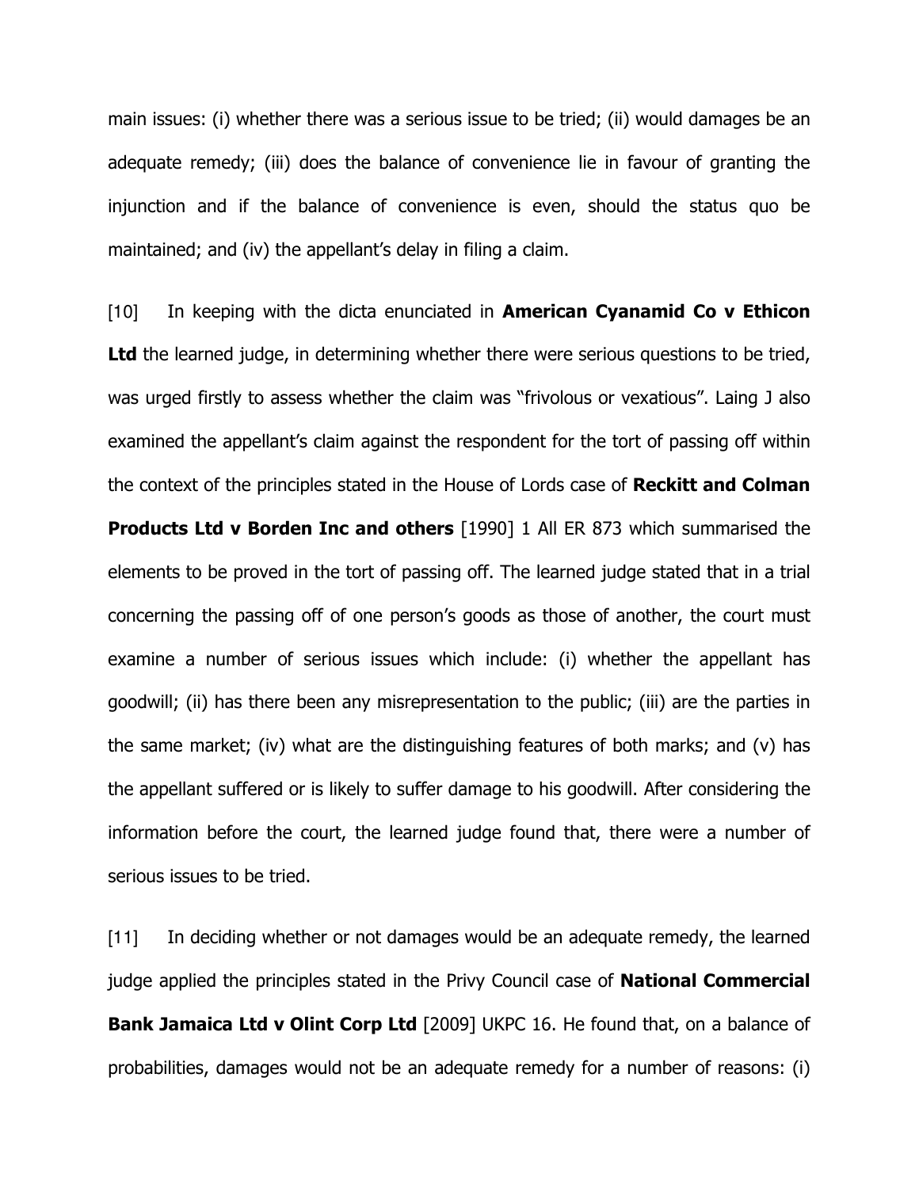main issues: (i) whether there was a serious issue to be tried; (ii) would damages be an adequate remedy; (iii) does the balance of convenience lie in favour of granting the injunction and if the balance of convenience is even, should the status quo be maintained; and (iv) the appellant's delay in filing a claim.

[10] In keeping with the dicta enunciated in **American Cyanamid Co v Ethicon Ltd** the learned judge, in determining whether there were serious questions to be tried, was urged firstly to assess whether the claim was "frivolous or vexatious". Laing J also examined the appellant's claim against the respondent for the tort of passing off within the context of the principles stated in the House of Lords case of **Reckitt and Colman Products Ltd v Borden Inc and others** [1990] 1 All ER 873 which summarised the elements to be proved in the tort of passing off. The learned judge stated that in a trial concerning the passing off of one person's goods as those of another, the court must examine a number of serious issues which include: (i) whether the appellant has goodwill; (ii) has there been any misrepresentation to the public; (iii) are the parties in the same market; (iv) what are the distinguishing features of both marks; and (v) has the appellant suffered or is likely to suffer damage to his goodwill. After considering the information before the court, the learned judge found that, there were a number of serious issues to be tried.

[11] In deciding whether or not damages would be an adequate remedy, the learned judge applied the principles stated in the Privy Council case of **National Commercial Bank Jamaica Ltd v Olint Corp Ltd** [2009] UKPC 16. He found that, on a balance of probabilities, damages would not be an adequate remedy for a number of reasons: (i)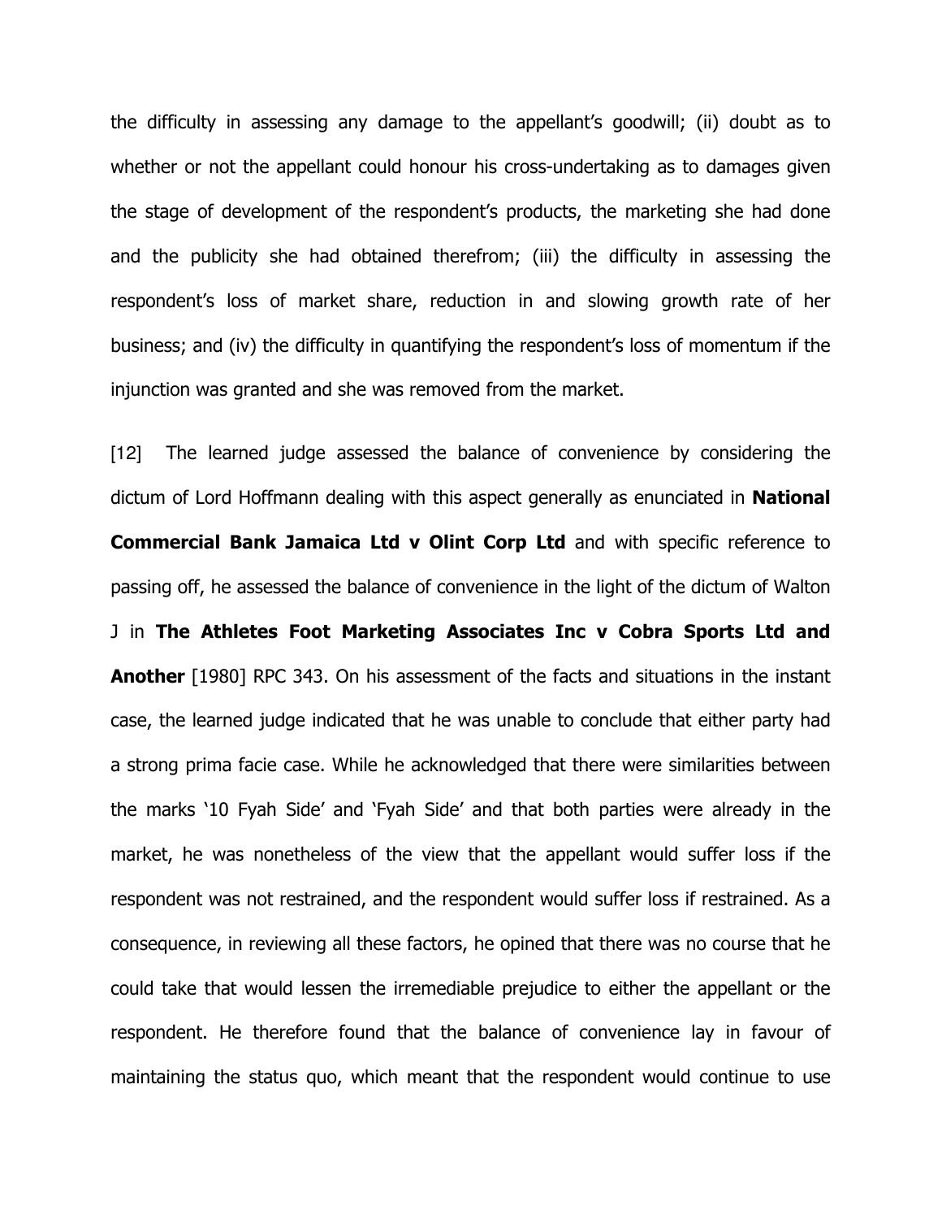the difficulty in assessing any damage to the appellant's goodwill; (ii) doubt as to whether or not the appellant could honour his cross-undertaking as to damages given the stage of development of the respondent's products, the marketing she had done and the publicity she had obtained therefrom; (iii) the difficulty in assessing the respondent's loss of market share, reduction in and slowing growth rate of her business; and (iv) the difficulty in quantifying the respondent's loss of momentum if the injunction was granted and she was removed from the market.

[12] The learned judge assessed the balance of convenience by considering the dictum of Lord Hoffmann dealing with this aspect generally as enunciated in **National Commercial Bank Jamaica Ltd v Olint Corp Ltd** and with specific reference to passing off, he assessed the balance of convenience in the light of the dictum of Walton J in **The Athletes Foot Marketing Associates Inc v Cobra Sports Ltd and Another** [1980] RPC 343. On his assessment of the facts and situations in the instant case, the learned judge indicated that he was unable to conclude that either party had a strong prima facie case. While he acknowledged that there were similarities between the marks '10 Fyah Side' and 'Fyah Side' and that both parties were already in the market, he was nonetheless of the view that the appellant would suffer loss if the respondent was not restrained, and the respondent would suffer loss if restrained. As a consequence, in reviewing all these factors, he opined that there was no course that he could take that would lessen the irremediable prejudice to either the appellant or the respondent. He therefore found that the balance of convenience lay in favour of maintaining the status quo, which meant that the respondent would continue to use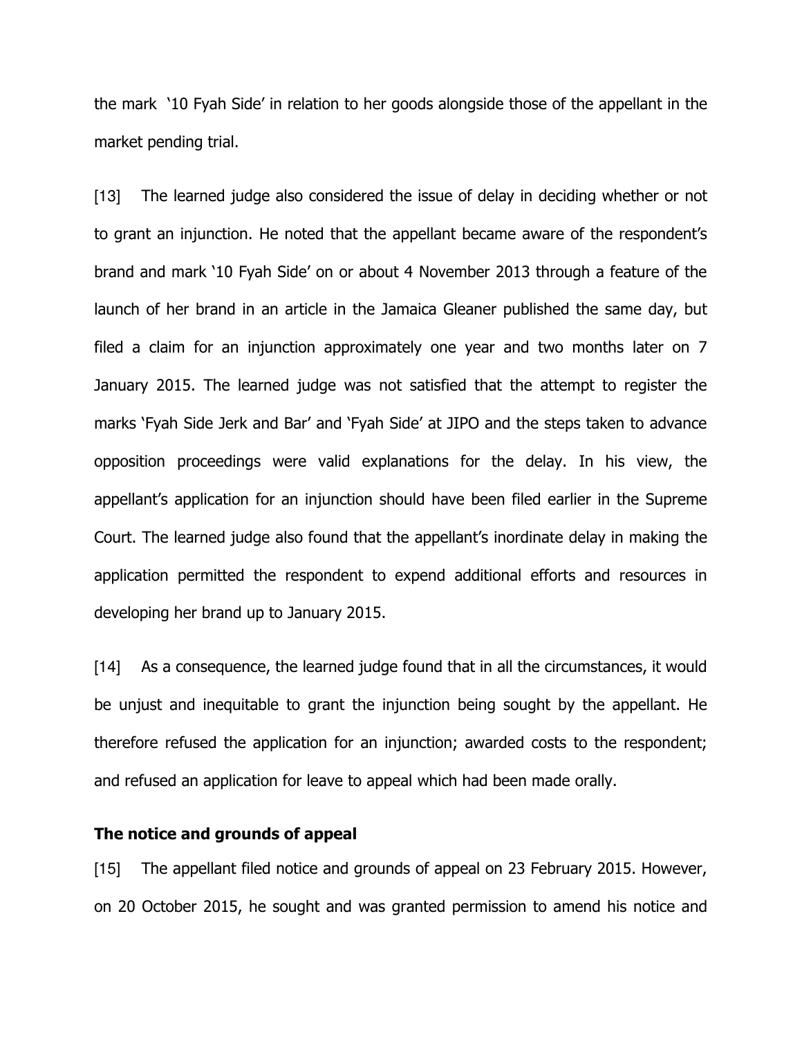the mark '10 Fyah Side' in relation to her goods alongside those of the appellant in the market pending trial.

[13] The learned judge also considered the issue of delay in deciding whether or not to grant an injunction. He noted that the appellant became aware of the respondent's brand and mark '10 Fyah Side' on or about 4 November 2013 through a feature of the launch of her brand in an article in the Jamaica Gleaner published the same day, but filed a claim for an injunction approximately one year and two months later on 7 January 2015. The learned judge was not satisfied that the attempt to register the marks 'Fyah Side Jerk and Bar' and 'Fyah Side' at JIPO and the steps taken to advance opposition proceedings were valid explanations for the delay. In his view, the appellant's application for an injunction should have been filed earlier in the Supreme Court. The learned judge also found that the appellant's inordinate delay in making the application permitted the respondent to expend additional efforts and resources in developing her brand up to January 2015.

[14] As a consequence, the learned judge found that in all the circumstances, it would be unjust and inequitable to grant the injunction being sought by the appellant. He therefore refused the application for an injunction; awarded costs to the respondent; and refused an application for leave to appeal which had been made orally.

**The notice and grounds of appeal**

[15] The appellant filed notice and grounds of appeal on 23 February 2015. However, on 20 October 2015, he sought and was granted permission to amend his notice and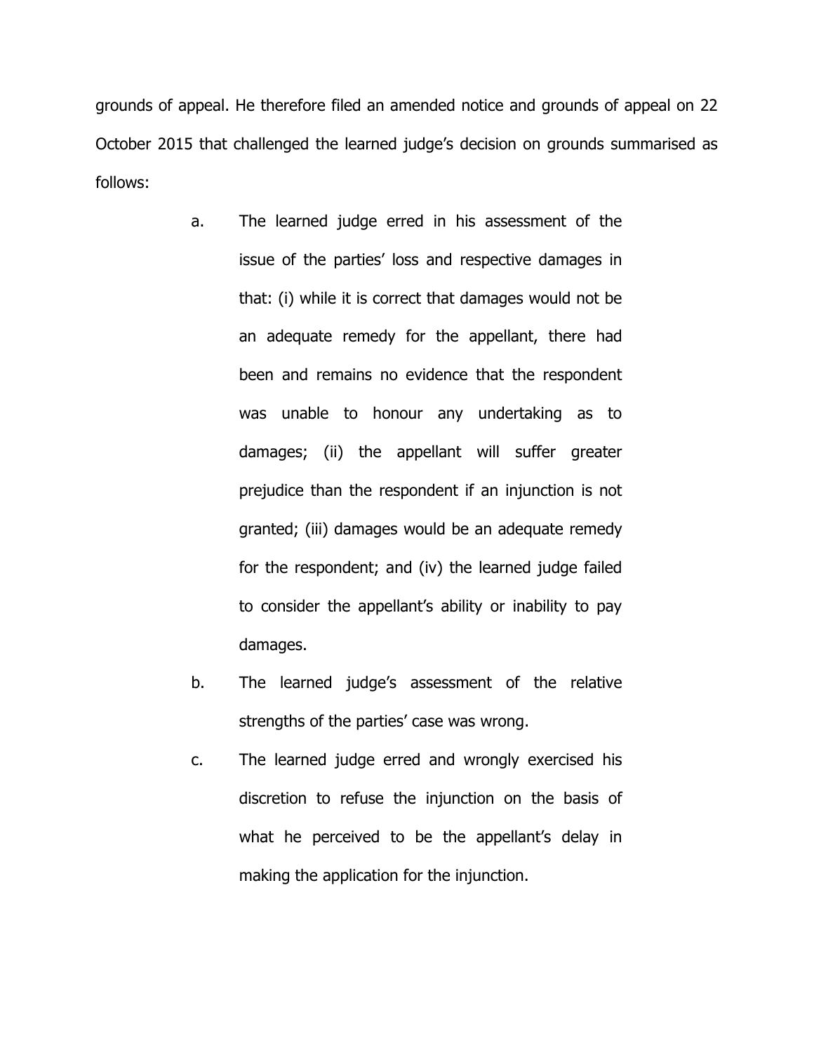grounds of appeal. He therefore filed an amended notice and grounds of appeal on 22 October 2015 that challenged the learned judge's decision on grounds summarised as follows:

a. The learned judge erred in his assessment of the issue of the parties' loss and respective damages in that: (i) while it is correct that damages would not be an adequate remedy for the appellant, there had been and remains no evidence that the respondent was unable to honour any undertaking as to damages; (ii) the appellant will suffer greater prejudice than the respondent if an injunction is not granted; (iii) damages would be an adequate remedy for the respondent; and (iv) the learned judge failed to consider the appellant's ability or inability to pay damages.

b. The learned judge's assessment of the relative strengths of the parties' case was wrong.

c. The learned judge erred and wrongly exercised his discretion to refuse the injunction on the basis of what he perceived to be the appellant's delay in making the application for the injunction.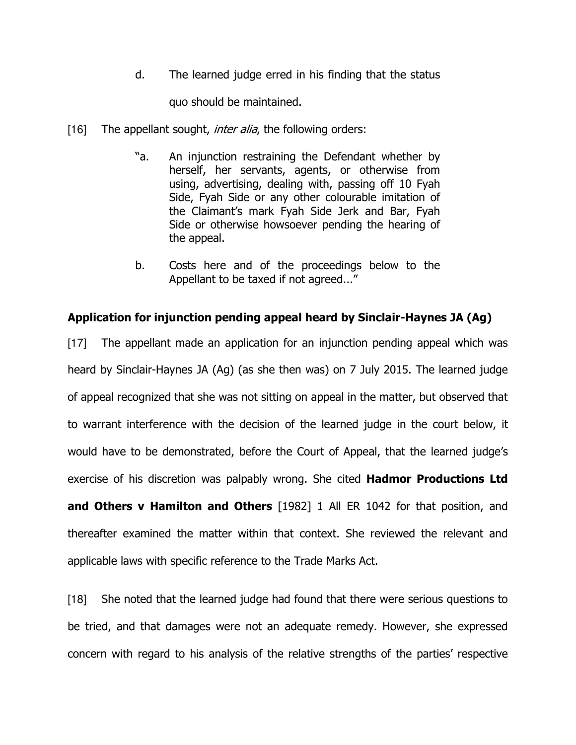d. The learned judge erred in his finding that the status quo should be maintained.

[16] The appellant sought, *inter alia*, the following orders:

> "a. An injunction restraining the Defendant whether by herself, her servants, agents, or otherwise from using, advertising, dealing with, passing off 10 Fyah Side, Fyah Side or any other colourable imitation of the Claimant's mark Fyah Side Jerk and Bar, Fyah Side or otherwise howsoever pending the hearing of the appeal.
>
> b. Costs here and of the proceedings below to the Appellant to be taxed if not agreed..."

**Application for injunction pending appeal heard by Sinclair-Haynes JA (Ag)**

[17] The appellant made an application for an injunction pending appeal which was heard by Sinclair-Haynes JA (Ag) (as she then was) on 7 July 2015. The learned judge of appeal recognized that she was not sitting on appeal in the matter, but observed that to warrant interference with the decision of the learned judge in the court below, it would have to be demonstrated, before the Court of Appeal, that the learned judge's exercise of his discretion was palpably wrong. She cited **Hadmor Productions Ltd and Others v Hamilton and Others** [1982] 1 All ER 1042 for that position, and thereafter examined the matter within that context. She reviewed the relevant and applicable laws with specific reference to the Trade Marks Act.

[18] She noted that the learned judge had found that there were serious questions to be tried, and that damages were not an adequate remedy. However, she expressed concern with regard to his analysis of the relative strengths of the parties' respective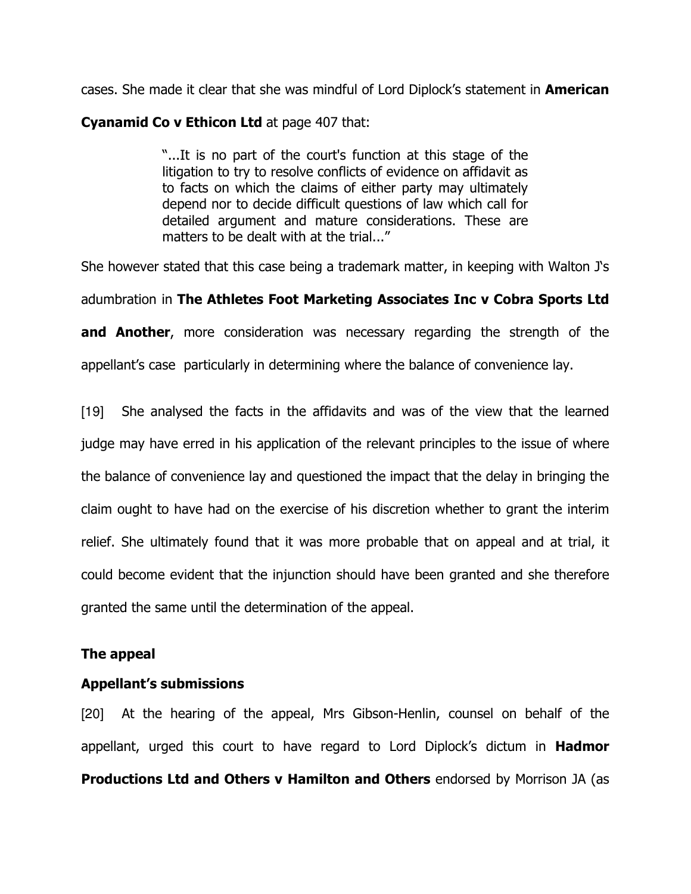cases. She made it clear that she was mindful of Lord Diplock's statement in **American Cyanamid Co v Ethicon Ltd** at page 407 that:

> "...It is no part of the court's function at this stage of the litigation to try to resolve conflicts of evidence on affidavit as to facts on which the claims of either party may ultimately depend nor to decide difficult questions of law which call for detailed argument and mature considerations. These are matters to be dealt with at the trial..."

She however stated that this case being a trademark matter, in keeping with Walton J's adumbration in **The Athletes Foot Marketing Associates Inc v Cobra Sports Ltd and Another**, more consideration was necessary regarding the strength of the appellant's case particularly in determining where the balance of convenience lay.

[19] She analysed the facts in the affidavits and was of the view that the learned judge may have erred in his application of the relevant principles to the issue of where the balance of convenience lay and questioned the impact that the delay in bringing the claim ought to have had on the exercise of his discretion whether to grant the interim relief. She ultimately found that it was more probable that on appeal and at trial, it could become evident that the injunction should have been granted and she therefore granted the same until the determination of the appeal.

## The appeal

### Appellant's submissions

[20] At the hearing of the appeal, Mrs Gibson-Henlin, counsel on behalf of the appellant, urged this court to have regard to Lord Diplock's dictum in **Hadmor Productions Ltd and Others v Hamilton and Others** endorsed by Morrison JA (as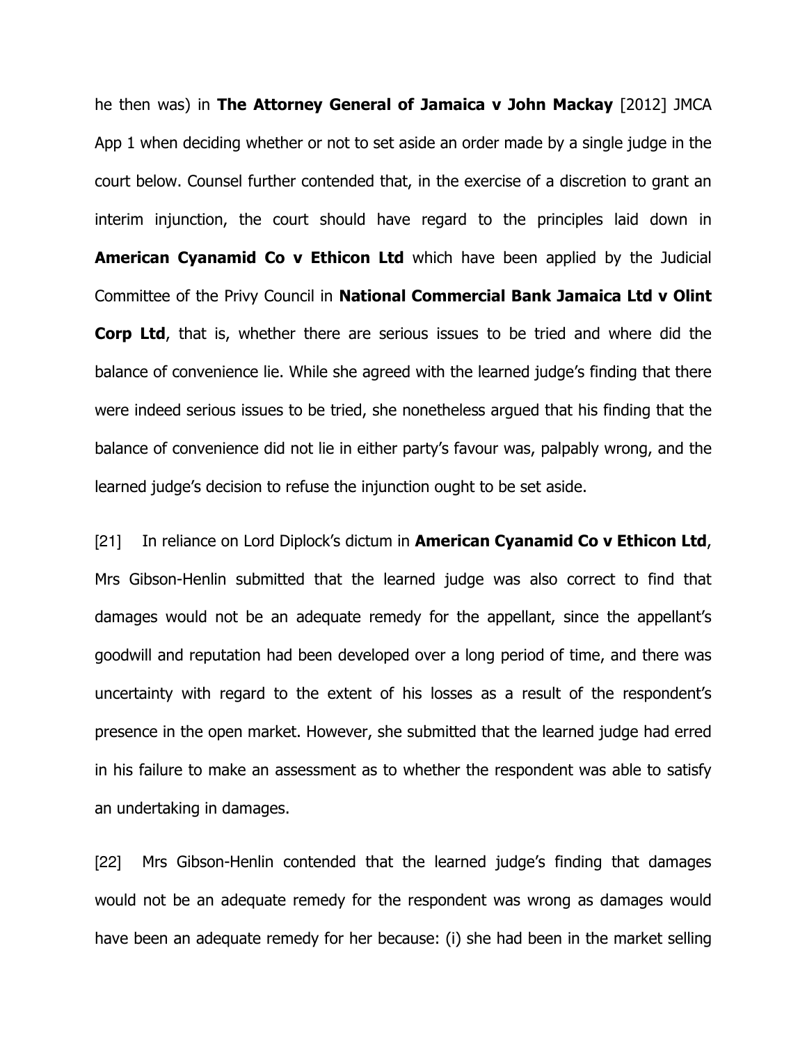he then was) in **The Attorney General of Jamaica v John Mackay** [2012] JMCA App 1 when deciding whether or not to set aside an order made by a single judge in the court below. Counsel further contended that, in the exercise of a discretion to grant an interim injunction, the court should have regard to the principles laid down in **American Cyanamid Co v Ethicon Ltd** which have been applied by the Judicial Committee of the Privy Council in **National Commercial Bank Jamaica Ltd v Olint Corp Ltd**, that is, whether there are serious issues to be tried and where did the balance of convenience lie. While she agreed with the learned judge's finding that there were indeed serious issues to be tried, she nonetheless argued that his finding that the balance of convenience did not lie in either party's favour was, palpably wrong, and the learned judge's decision to refuse the injunction ought to be set aside.

[21] In reliance on Lord Diplock's dictum in **American Cyanamid Co v Ethicon Ltd**, Mrs Gibson-Henlin submitted that the learned judge was also correct to find that damages would not be an adequate remedy for the appellant, since the appellant's goodwill and reputation had been developed over a long period of time, and there was uncertainty with regard to the extent of his losses as a result of the respondent's presence in the open market. However, she submitted that the learned judge had erred in his failure to make an assessment as to whether the respondent was able to satisfy an undertaking in damages.

[22] Mrs Gibson-Henlin contended that the learned judge's finding that damages would not be an adequate remedy for the respondent was wrong as damages would have been an adequate remedy for her because: (i) she had been in the market selling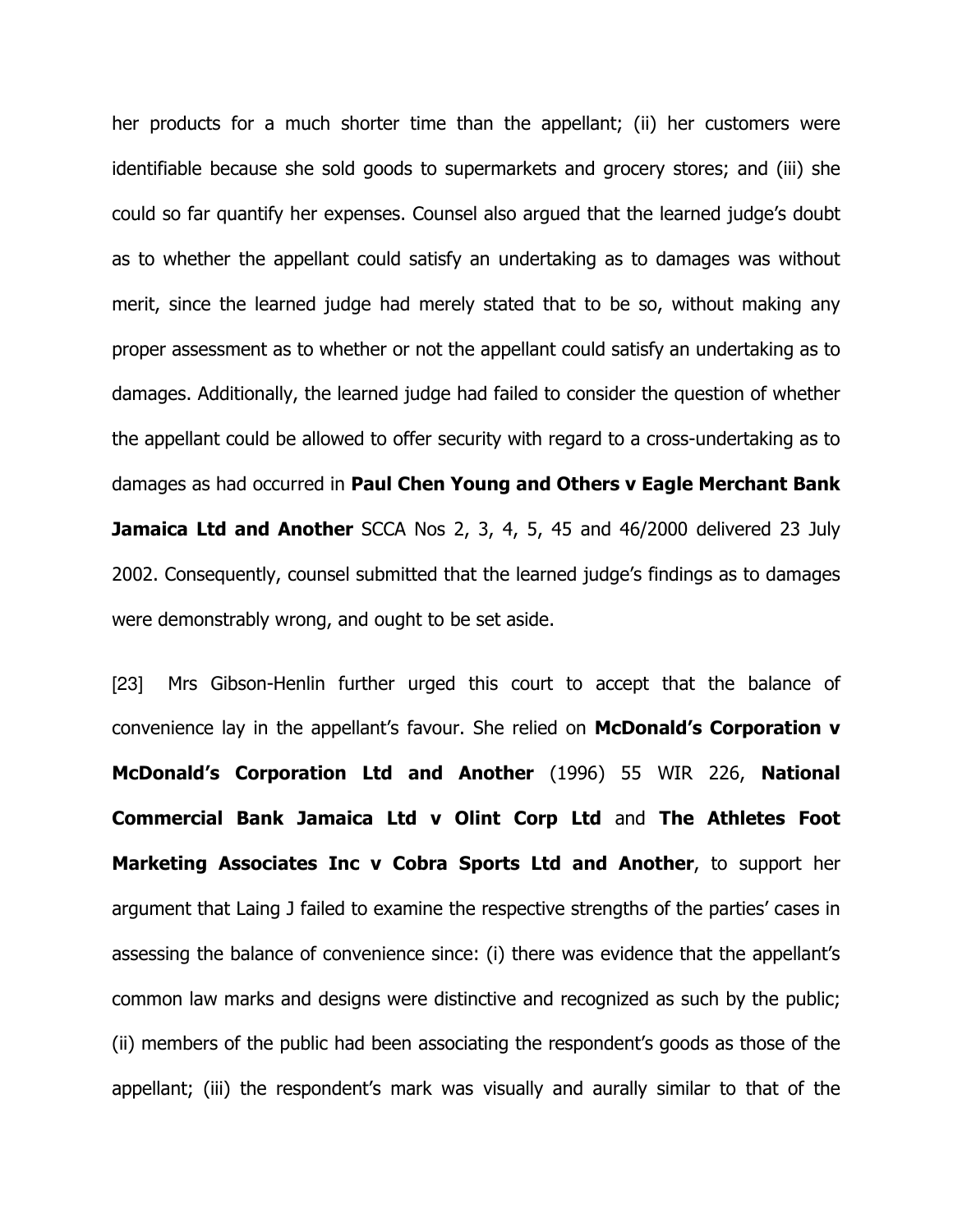her products for a much shorter time than the appellant; (ii) her customers were identifiable because she sold goods to supermarkets and grocery stores; and (iii) she could so far quantify her expenses. Counsel also argued that the learned judge's doubt as to whether the appellant could satisfy an undertaking as to damages was without merit, since the learned judge had merely stated that to be so, without making any proper assessment as to whether or not the appellant could satisfy an undertaking as to damages. Additionally, the learned judge had failed to consider the question of whether the appellant could be allowed to offer security with regard to a cross-undertaking as to damages as had occurred in **Paul Chen Young and Others v Eagle Merchant Bank Jamaica Ltd and Another** SCCA Nos 2, 3, 4, 5, 45 and 46/2000 delivered 23 July 2002. Consequently, counsel submitted that the learned judge's findings as to damages were demonstrably wrong, and ought to be set aside.

[23] Mrs Gibson-Henlin further urged this court to accept that the balance of convenience lay in the appellant's favour. She relied on **McDonald's Corporation v McDonald's Corporation Ltd and Another** (1996) 55 WIR 226, **National Commercial Bank Jamaica Ltd v Olint Corp Ltd** and **The Athletes Foot Marketing Associates Inc v Cobra Sports Ltd and Another**, to support her argument that Laing J failed to examine the respective strengths of the parties' cases in assessing the balance of convenience since: (i) there was evidence that the appellant's common law marks and designs were distinctive and recognized as such by the public; (ii) members of the public had been associating the respondent's goods as those of the appellant; (iii) the respondent's mark was visually and aurally similar to that of the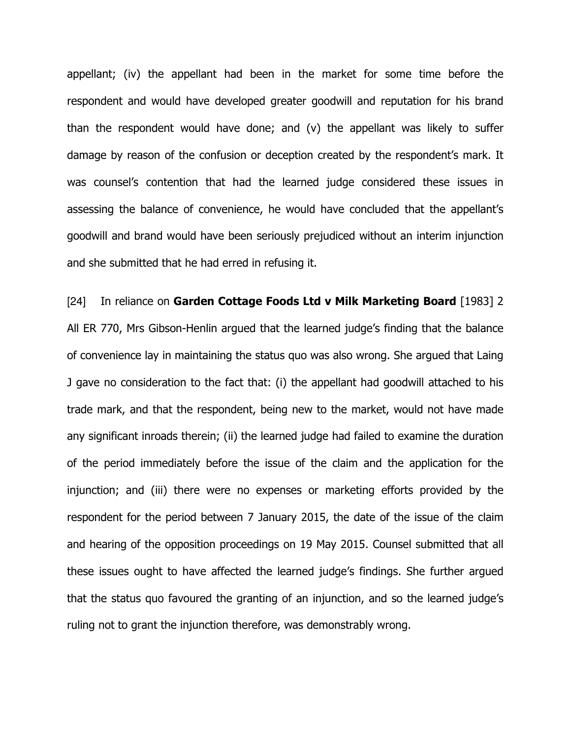appellant; (iv) the appellant had been in the market for some time before the respondent and would have developed greater goodwill and reputation for his brand than the respondent would have done; and (v) the appellant was likely to suffer damage by reason of the confusion or deception created by the respondent's mark. It was counsel's contention that had the learned judge considered these issues in assessing the balance of convenience, he would have concluded that the appellant's goodwill and brand would have been seriously prejudiced without an interim injunction and she submitted that he had erred in refusing it.

[24] In reliance on **Garden Cottage Foods Ltd v Milk Marketing Board** [1983] 2 All ER 770, Mrs Gibson-Henlin argued that the learned judge's finding that the balance of convenience lay in maintaining the status quo was also wrong. She argued that Laing J gave no consideration to the fact that: (i) the appellant had goodwill attached to his trade mark, and that the respondent, being new to the market, would not have made any significant inroads therein; (ii) the learned judge had failed to examine the duration of the period immediately before the issue of the claim and the application for the injunction; and (iii) there were no expenses or marketing efforts provided by the respondent for the period between 7 January 2015, the date of the issue of the claim and hearing of the opposition proceedings on 19 May 2015. Counsel submitted that all these issues ought to have affected the learned judge's findings. She further argued that the status quo favoured the granting of an injunction, and so the learned judge's ruling not to grant the injunction therefore, was demonstrably wrong.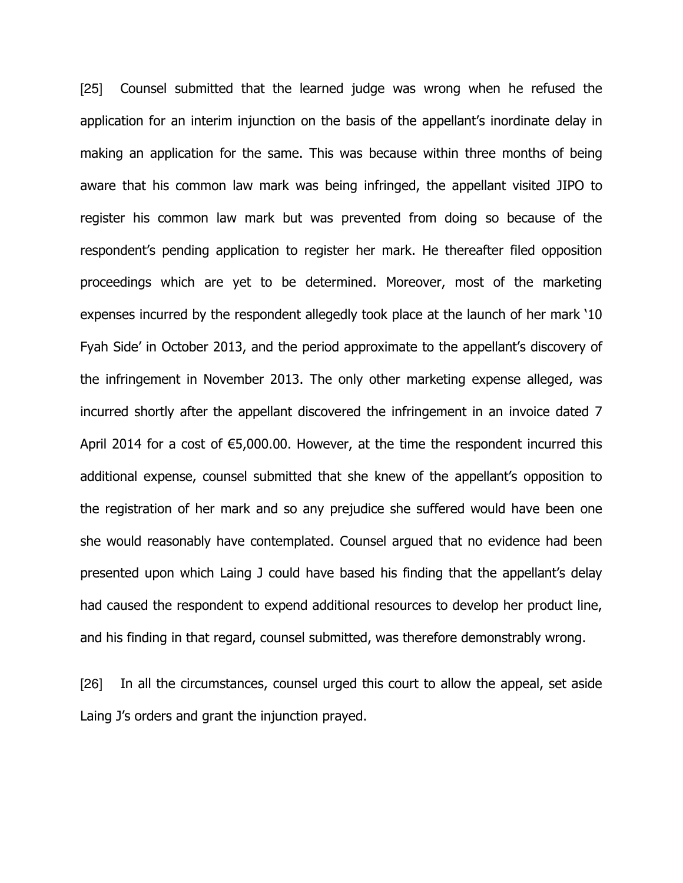[25] Counsel submitted that the learned judge was wrong when he refused the application for an interim injunction on the basis of the appellant's inordinate delay in making an application for the same. This was because within three months of being aware that his common law mark was being infringed, the appellant visited JIPO to register his common law mark but was prevented from doing so because of the respondent's pending application to register her mark. He thereafter filed opposition proceedings which are yet to be determined. Moreover, most of the marketing expenses incurred by the respondent allegedly took place at the launch of her mark '10 Fyah Side' in October 2013, and the period approximate to the appellant's discovery of the infringement in November 2013. The only other marketing expense alleged, was incurred shortly after the appellant discovered the infringement in an invoice dated 7 April 2014 for a cost of €5,000.00. However, at the time the respondent incurred this additional expense, counsel submitted that she knew of the appellant's opposition to the registration of her mark and so any prejudice she suffered would have been one she would reasonably have contemplated. Counsel argued that no evidence had been presented upon which Laing J could have based his finding that the appellant's delay had caused the respondent to expend additional resources to develop her product line, and his finding in that regard, counsel submitted, was therefore demonstrably wrong.

[26] In all the circumstances, counsel urged this court to allow the appeal, set aside Laing J's orders and grant the injunction prayed.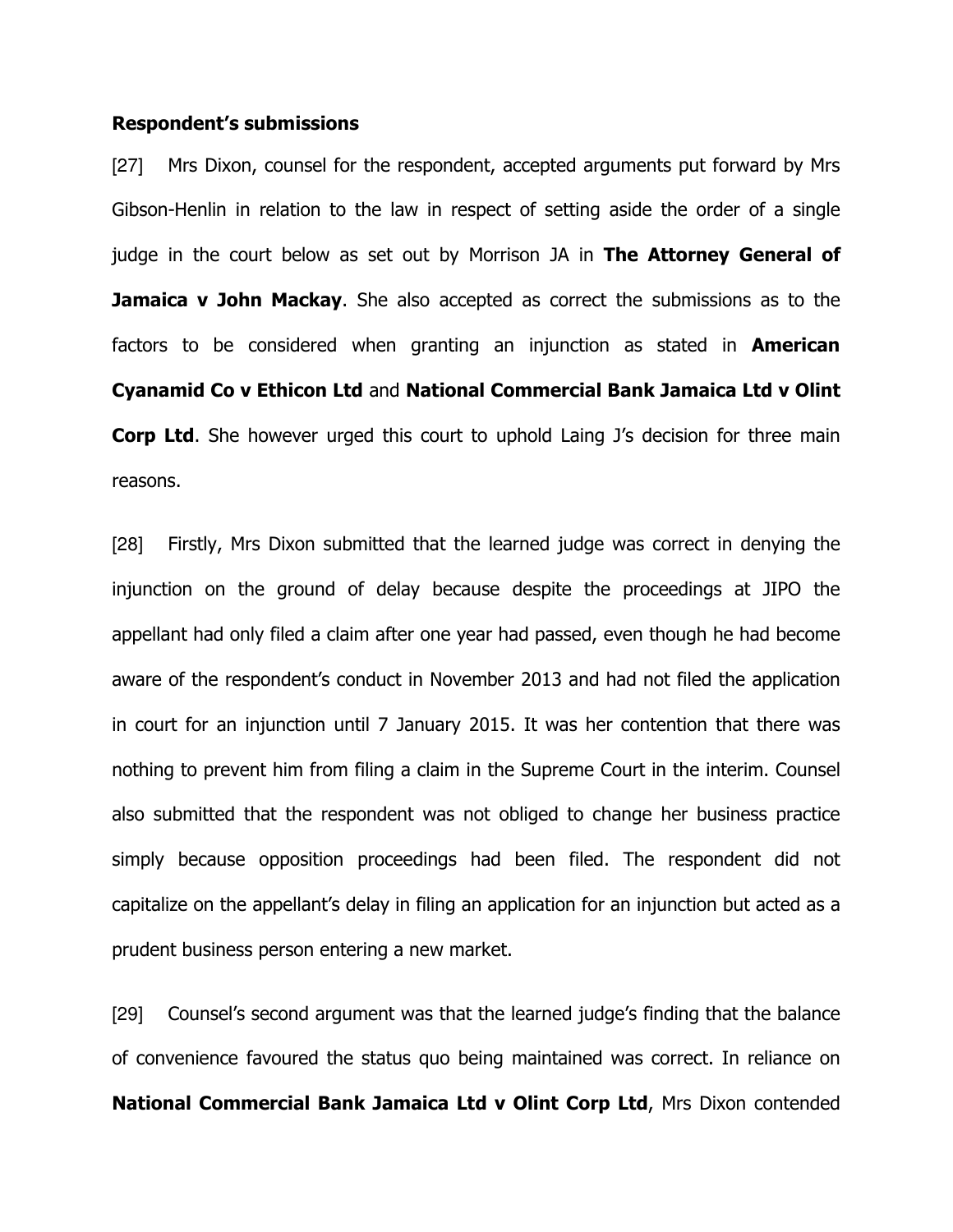**Respondent's submissions**

[27] Mrs Dixon, counsel for the respondent, accepted arguments put forward by Mrs Gibson-Henlin in relation to the law in respect of setting aside the order of a single judge in the court below as set out by Morrison JA in **The Attorney General of Jamaica v John Mackay**. She also accepted as correct the submissions as to the factors to be considered when granting an injunction as stated in **American Cyanamid Co v Ethicon Ltd** and **National Commercial Bank Jamaica Ltd v Olint Corp Ltd**. She however urged this court to uphold Laing J's decision for three main reasons.

[28] Firstly, Mrs Dixon submitted that the learned judge was correct in denying the injunction on the ground of delay because despite the proceedings at JIPO the appellant had only filed a claim after one year had passed, even though he had become aware of the respondent's conduct in November 2013 and had not filed the application in court for an injunction until 7 January 2015. It was her contention that there was nothing to prevent him from filing a claim in the Supreme Court in the interim. Counsel also submitted that the respondent was not obliged to change her business practice simply because opposition proceedings had been filed. The respondent did not capitalize on the appellant's delay in filing an application for an injunction but acted as a prudent business person entering a new market.

[29] Counsel's second argument was that the learned judge's finding that the balance of convenience favoured the status quo being maintained was correct. In reliance on **National Commercial Bank Jamaica Ltd v Olint Corp Ltd**, Mrs Dixon contended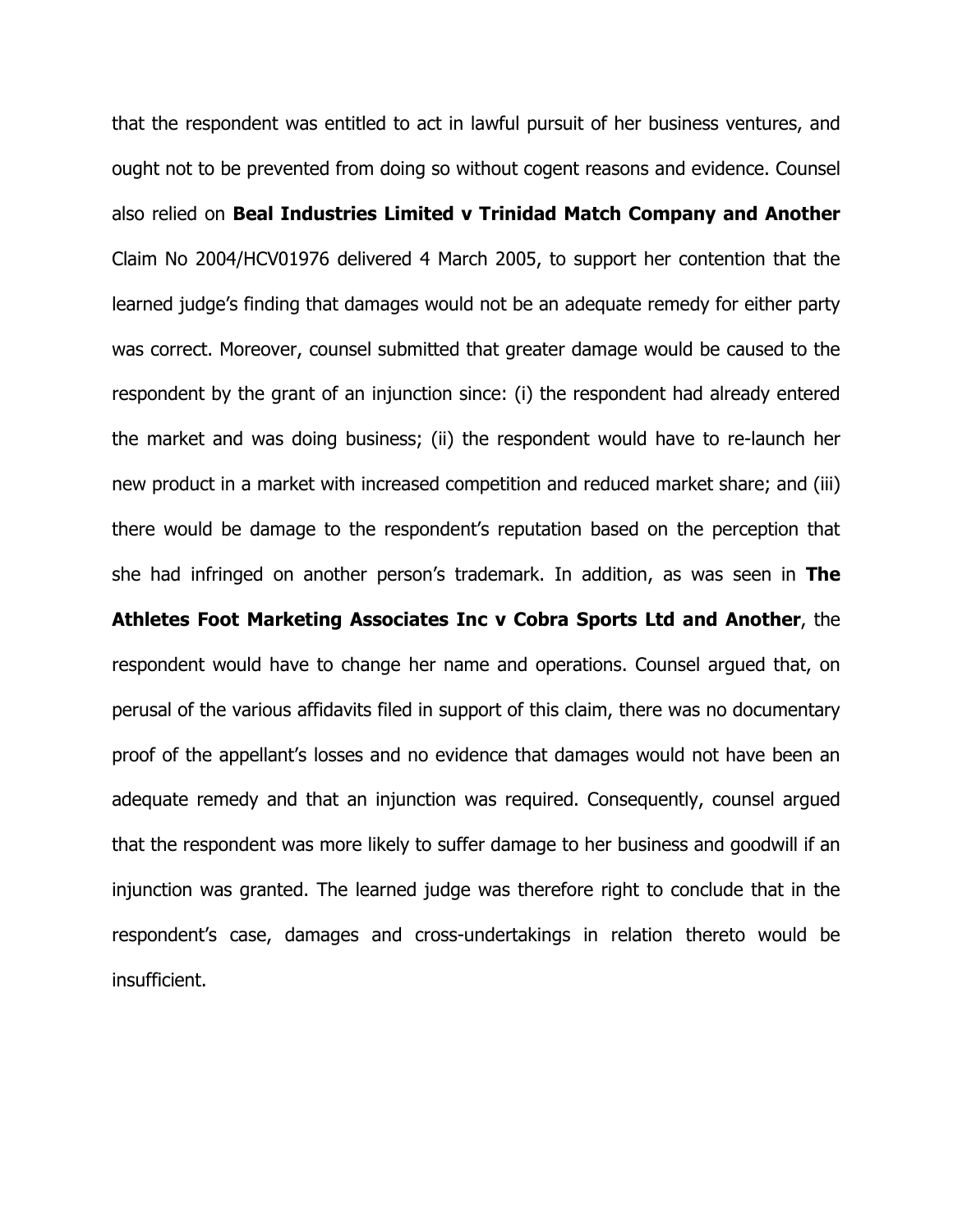that the respondent was entitled to act in lawful pursuit of her business ventures, and ought not to be prevented from doing so without cogent reasons and evidence. Counsel also relied on **Beal Industries Limited v Trinidad Match Company and Another** Claim No 2004/HCV01976 delivered 4 March 2005, to support her contention that the learned judge's finding that damages would not be an adequate remedy for either party was correct. Moreover, counsel submitted that greater damage would be caused to the respondent by the grant of an injunction since: (i) the respondent had already entered the market and was doing business; (ii) the respondent would have to re-launch her new product in a market with increased competition and reduced market share; and (iii) there would be damage to the respondent's reputation based on the perception that she had infringed on another person's trademark. In addition, as was seen in **The Athletes Foot Marketing Associates Inc v Cobra Sports Ltd and Another**, the respondent would have to change her name and operations. Counsel argued that, on perusal of the various affidavits filed in support of this claim, there was no documentary proof of the appellant's losses and no evidence that damages would not have been an adequate remedy and that an injunction was required. Consequently, counsel argued that the respondent was more likely to suffer damage to her business and goodwill if an injunction was granted. The learned judge was therefore right to conclude that in the respondent's case, damages and cross-undertakings in relation thereto would be insufficient.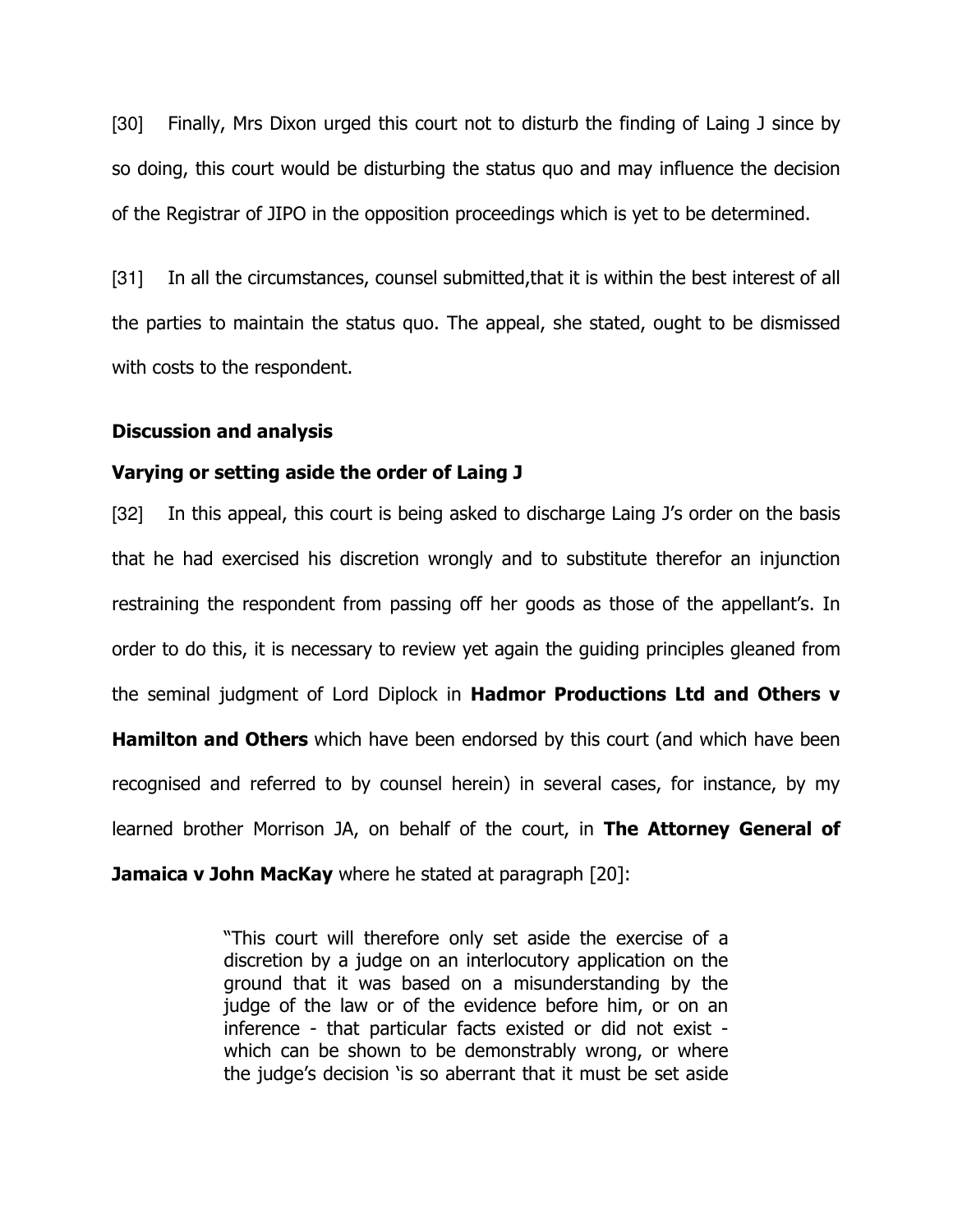[30] Finally, Mrs Dixon urged this court not to disturb the finding of Laing J since by so doing, this court would be disturbing the status quo and may influence the decision of the Registrar of JIPO in the opposition proceedings which is yet to be determined.

[31] In all the circumstances, counsel submitted,that it is within the best interest of all the parties to maintain the status quo. The appeal, she stated, ought to be dismissed with costs to the respondent.

**Discussion and analysis**

**Varying or setting aside the order of Laing J**

[32] In this appeal, this court is being asked to discharge Laing J's order on the basis that he had exercised his discretion wrongly and to substitute therefor an injunction restraining the respondent from passing off her goods as those of the appellant's. In order to do this, it is necessary to review yet again the guiding principles gleaned from the seminal judgment of Lord Diplock in **Hadmor Productions Ltd and Others v Hamilton and Others** which have been endorsed by this court (and which have been recognised and referred to by counsel herein) in several cases, for instance, by my learned brother Morrison JA, on behalf of the court, in **The Attorney General of Jamaica v John MacKay** where he stated at paragraph [20]:

> "This court will therefore only set aside the exercise of a discretion by a judge on an interlocutory application on the ground that it was based on a misunderstanding by the judge of the law or of the evidence before him, or on an inference - that particular facts existed or did not exist - which can be shown to be demonstrably wrong, or where the judge's decision 'is so aberrant that it must be set aside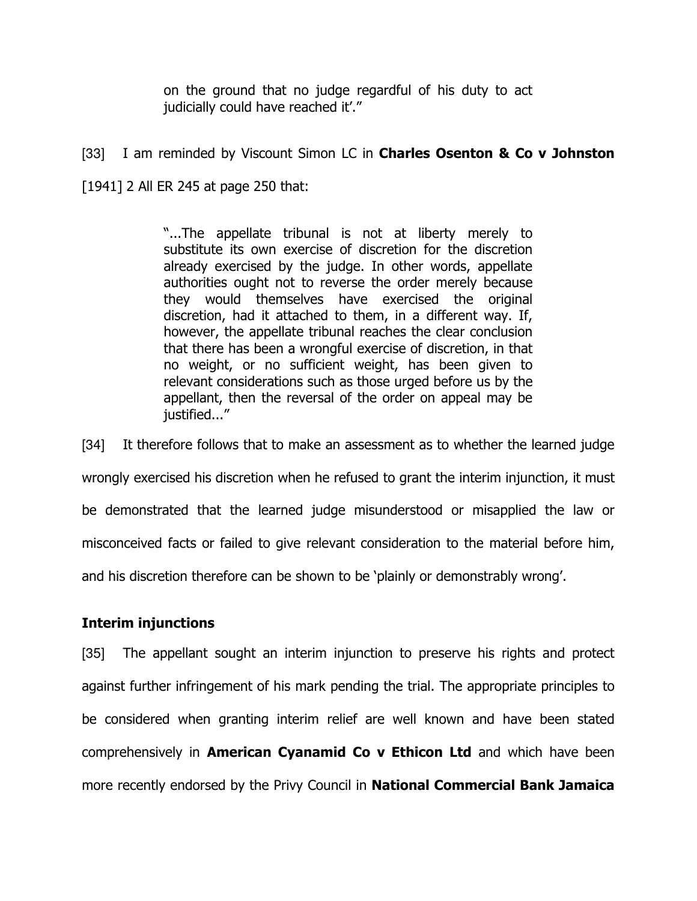> on the ground that no judge regardful of his duty to act judicially could have reached it'."

[33] I am reminded by Viscount Simon LC in **Charles Osenton & Co v Johnston** [1941] 2 All ER 245 at page 250 that:

> "...The appellate tribunal is not at liberty merely to substitute its own exercise of discretion for the discretion already exercised by the judge. In other words, appellate authorities ought not to reverse the order merely because they would themselves have exercised the original discretion, had it attached to them, in a different way. If, however, the appellate tribunal reaches the clear conclusion that there has been a wrongful exercise of discretion, in that no weight, or no sufficient weight, has been given to relevant considerations such as those urged before us by the appellant, then the reversal of the order on appeal may be justified..."

[34] It therefore follows that to make an assessment as to whether the learned judge wrongly exercised his discretion when he refused to grant the interim injunction, it must be demonstrated that the learned judge misunderstood or misapplied the law or misconceived facts or failed to give relevant consideration to the material before him, and his discretion therefore can be shown to be 'plainly or demonstrably wrong'.

**Interim injunctions**

[35] The appellant sought an interim injunction to preserve his rights and protect against further infringement of his mark pending the trial. The appropriate principles to be considered when granting interim relief are well known and have been stated comprehensively in **American Cyanamid Co v Ethicon Ltd** and which have been more recently endorsed by the Privy Council in **National Commercial Bank Jamaica**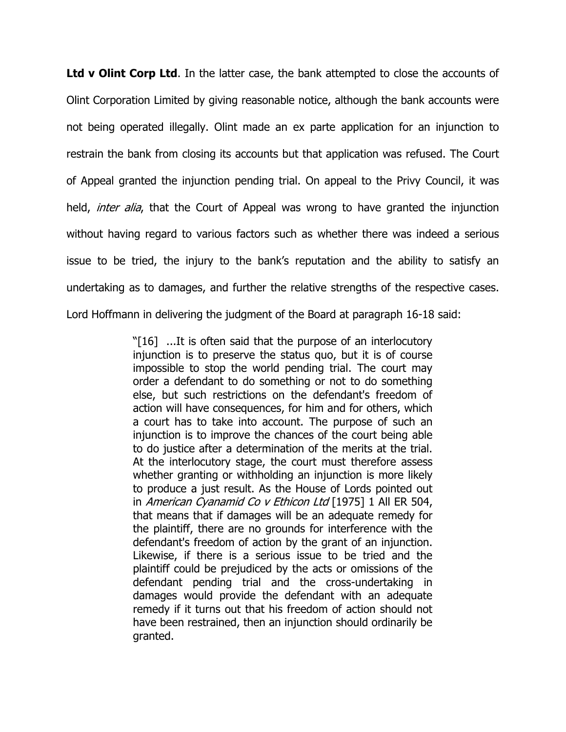**Ltd v Olint Corp Ltd**. In the latter case, the bank attempted to close the accounts of Olint Corporation Limited by giving reasonable notice, although the bank accounts were not being operated illegally. Olint made an ex parte application for an injunction to restrain the bank from closing its accounts but that application was refused. The Court of Appeal granted the injunction pending trial. On appeal to the Privy Council, it was held, *inter alia*, that the Court of Appeal was wrong to have granted the injunction without having regard to various factors such as whether there was indeed a serious issue to be tried, the injury to the bank's reputation and the ability to satisfy an undertaking as to damages, and further the relative strengths of the respective cases. Lord Hoffmann in delivering the judgment of the Board at paragraph 16-18 said:

> "[16] ...It is often said that the purpose of an interlocutory injunction is to preserve the status quo, but it is of course impossible to stop the world pending trial. The court may order a defendant to do something or not to do something else, but such restrictions on the defendant's freedom of action will have consequences, for him and for others, which a court has to take into account. The purpose of such an injunction is to improve the chances of the court being able to do justice after a determination of the merits at the trial. At the interlocutory stage, the court must therefore assess whether granting or withholding an injunction is more likely to produce a just result. As the House of Lords pointed out in *American Cyanamid Co v Ethicon Ltd* [1975] 1 All ER 504, that means that if damages will be an adequate remedy for the plaintiff, there are no grounds for interference with the defendant's freedom of action by the grant of an injunction. Likewise, if there is a serious issue to be tried and the plaintiff could be prejudiced by the acts or omissions of the defendant pending trial and the cross-undertaking in damages would provide the defendant with an adequate remedy if it turns out that his freedom of action should not have been restrained, then an injunction should ordinarily be granted.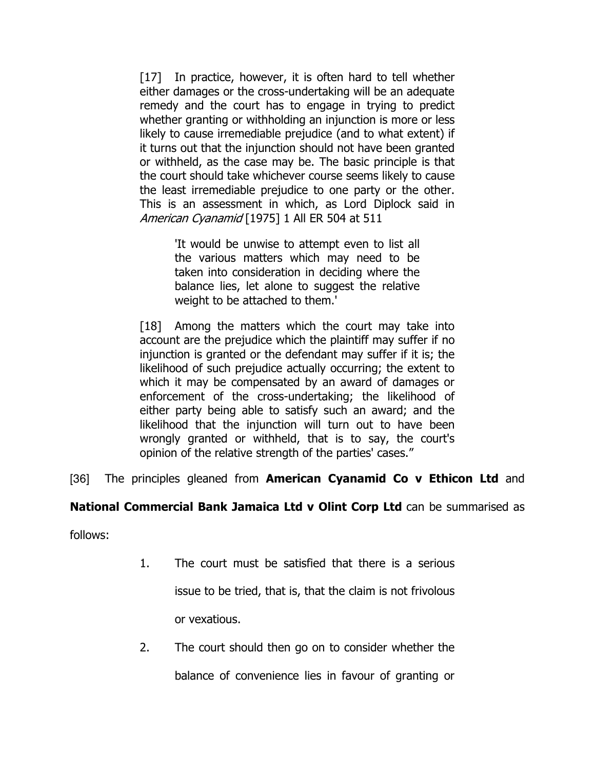> [17] In practice, however, it is often hard to tell whether either damages or the cross-undertaking will be an adequate remedy and the court has to engage in trying to predict whether granting or withholding an injunction is more or less likely to cause irremediable prejudice (and to what extent) if it turns out that the injunction should not have been granted or withheld, as the case may be. The basic principle is that the court should take whichever course seems likely to cause the least irremediable prejudice to one party or the other. This is an assessment in which, as Lord Diplock said in *American Cyanamid* [1975] 1 All ER 504 at 511
>
> > 'It would be unwise to attempt even to list all the various matters which may need to be taken into consideration in deciding where the balance lies, let alone to suggest the relative weight to be attached to them.'
>
> [18] Among the matters which the court may take into account are the prejudice which the plaintiff may suffer if no injunction is granted or the defendant may suffer if it is; the likelihood of such prejudice actually occurring; the extent to which it may be compensated by an award of damages or enforcement of the cross-undertaking; the likelihood of either party being able to satisfy such an award; and the likelihood that the injunction will turn out to have been wrongly granted or withheld, that is to say, the court's opinion of the relative strength of the parties' cases."

[36] The principles gleaned from **American Cyanamid Co v Ethicon Ltd** and **National Commercial Bank Jamaica Ltd v Olint Corp Ltd** can be summarised as follows:

1. The court must be satisfied that there is a serious issue to be tried, that is, that the claim is not frivolous or vexatious.
2. The court should then go on to consider whether the balance of convenience lies in favour of granting or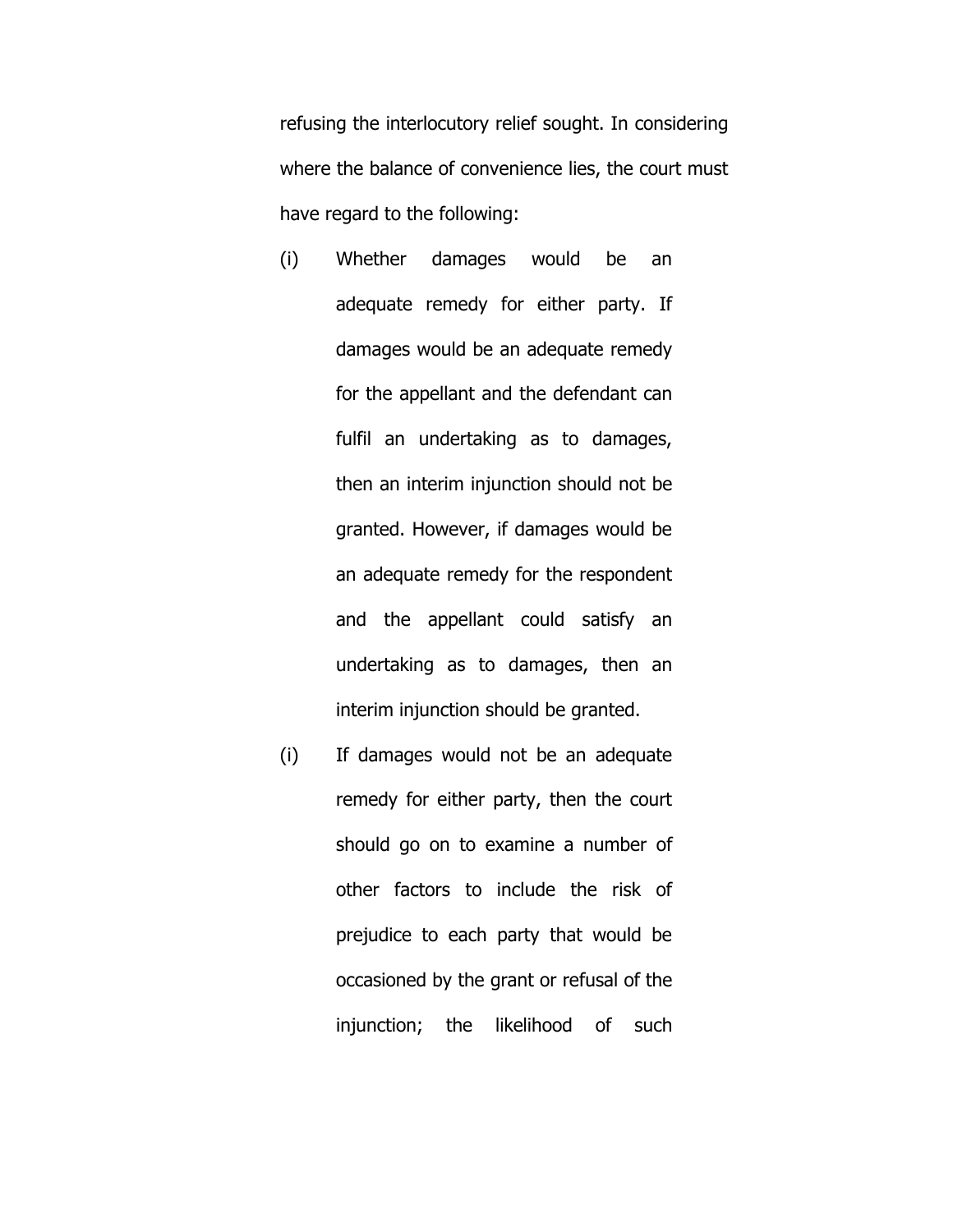refusing the interlocutory relief sought. In considering where the balance of convenience lies, the court must have regard to the following:

(i) Whether damages would be an adequate remedy for either party. If damages would be an adequate remedy for the appellant and the defendant can fulfil an undertaking as to damages, then an interim injunction should not be granted. However, if damages would be an adequate remedy for the respondent and the appellant could satisfy an undertaking as to damages, then an interim injunction should be granted.

(i) If damages would not be an adequate remedy for either party, then the court should go on to examine a number of other factors to include the risk of prejudice to each party that would be occasioned by the grant or refusal of the injunction; the likelihood of such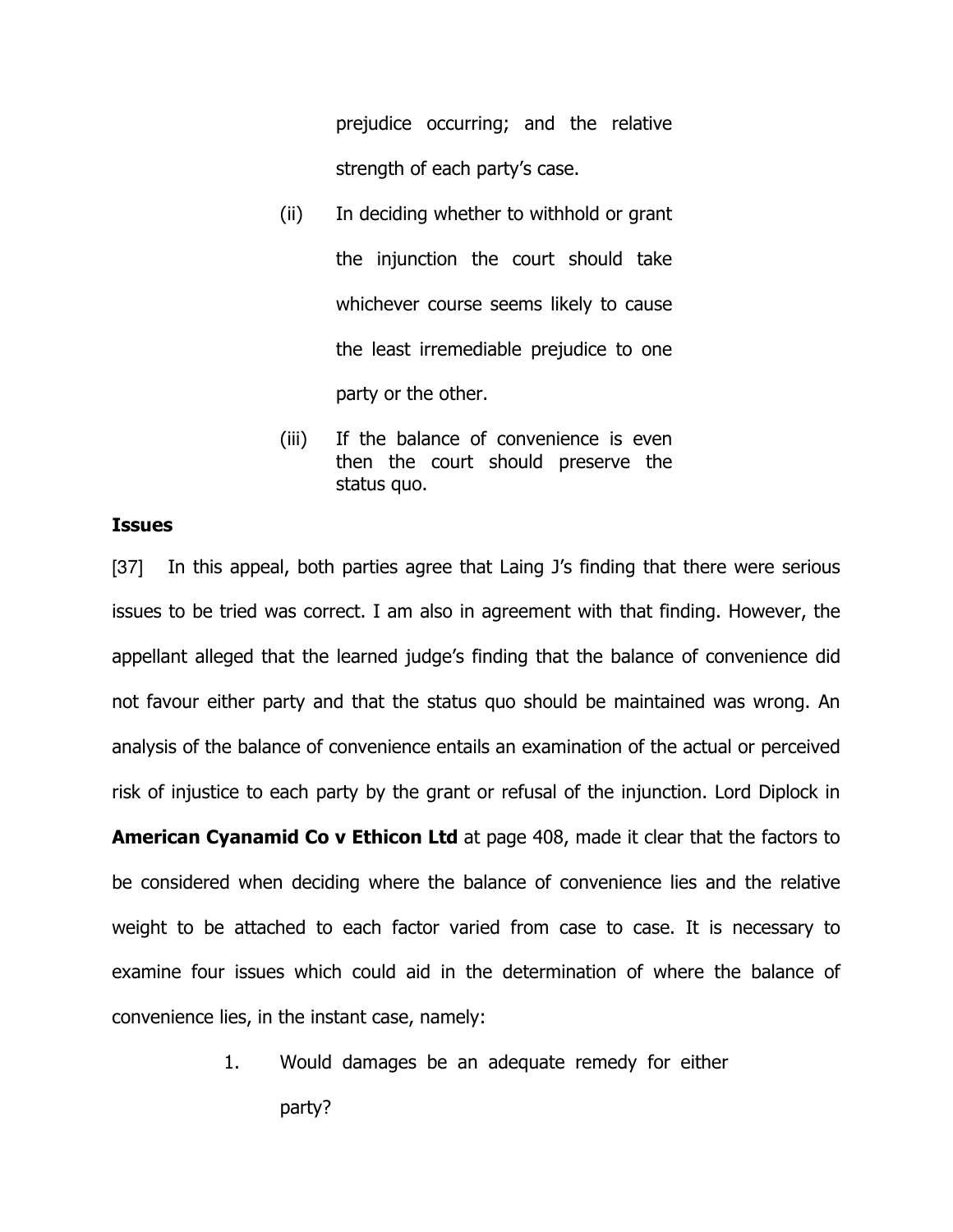prejudice occurring; and the relative strength of each party's case.

(ii) In deciding whether to withhold or grant the injunction the court should take whichever course seems likely to cause the least irremediable prejudice to one party or the other.

(iii) If the balance of convenience is even then the court should preserve the status quo.

**Issues**

[37] In this appeal, both parties agree that Laing J's finding that there were serious issues to be tried was correct. I am also in agreement with that finding. However, the appellant alleged that the learned judge's finding that the balance of convenience did not favour either party and that the status quo should be maintained was wrong. An analysis of the balance of convenience entails an examination of the actual or perceived risk of injustice to each party by the grant or refusal of the injunction. Lord Diplock in **American Cyanamid Co v Ethicon Ltd** at page 408, made it clear that the factors to be considered when deciding where the balance of convenience lies and the relative weight to be attached to each factor varied from case to case. It is necessary to examine four issues which could aid in the determination of where the balance of convenience lies, in the instant case, namely:

1. Would damages be an adequate remedy for either party?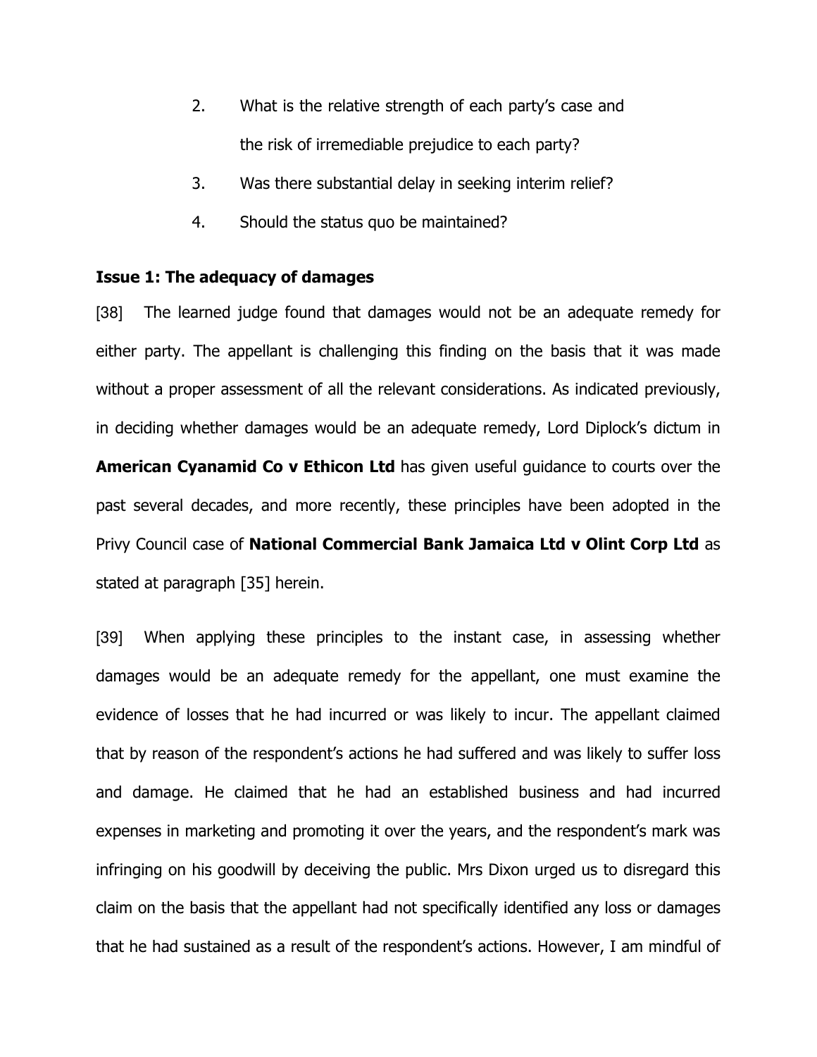2. What is the relative strength of each party's case and the risk of irremediable prejudice to each party?
3. Was there substantial delay in seeking interim relief?
4. Should the status quo be maintained?

**Issue 1: The adequacy of damages**

[38] The learned judge found that damages would not be an adequate remedy for either party. The appellant is challenging this finding on the basis that it was made without a proper assessment of all the relevant considerations. As indicated previously, in deciding whether damages would be an adequate remedy, Lord Diplock's dictum in **American Cyanamid Co v Ethicon Ltd** has given useful guidance to courts over the past several decades, and more recently, these principles have been adopted in the Privy Council case of **National Commercial Bank Jamaica Ltd v Olint Corp Ltd** as stated at paragraph [35] herein.

[39] When applying these principles to the instant case, in assessing whether damages would be an adequate remedy for the appellant, one must examine the evidence of losses that he had incurred or was likely to incur. The appellant claimed that by reason of the respondent's actions he had suffered and was likely to suffer loss and damage. He claimed that he had an established business and had incurred expenses in marketing and promoting it over the years, and the respondent's mark was infringing on his goodwill by deceiving the public. Mrs Dixon urged us to disregard this claim on the basis that the appellant had not specifically identified any loss or damages that he had sustained as a result of the respondent's actions. However, I am mindful of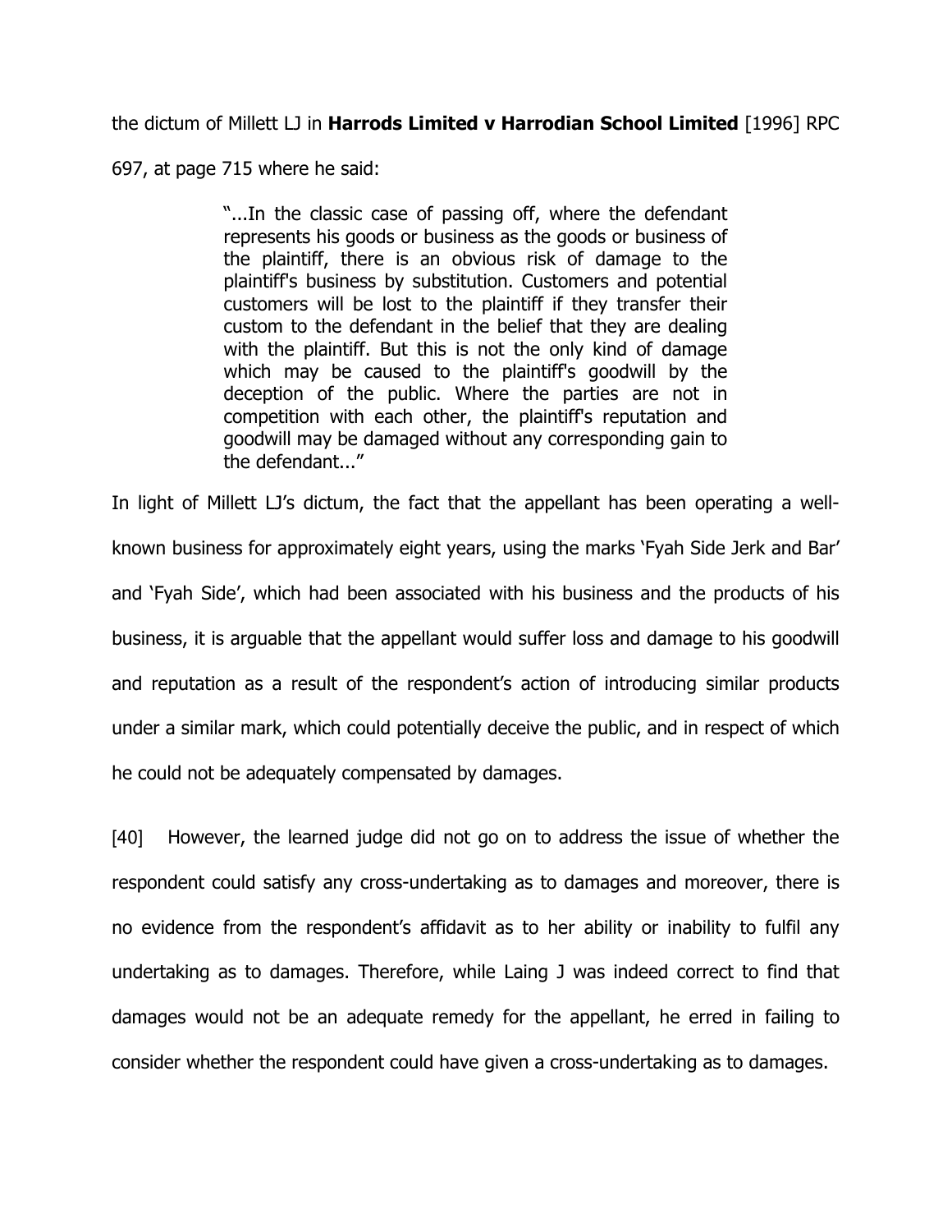the dictum of Millett LJ in **Harrods Limited v Harrodian School Limited** [1996] RPC 697, at page 715 where he said:

> "...In the classic case of passing off, where the defendant represents his goods or business as the goods or business of the plaintiff, there is an obvious risk of damage to the plaintiff's business by substitution. Customers and potential customers will be lost to the plaintiff if they transfer their custom to the defendant in the belief that they are dealing with the plaintiff. But this is not the only kind of damage which may be caused to the plaintiff's goodwill by the deception of the public. Where the parties are not in competition with each other, the plaintiff's reputation and goodwill may be damaged without any corresponding gain to the defendant..."

In light of Millett LJ's dictum, the fact that the appellant has been operating a well-known business for approximately eight years, using the marks 'Fyah Side Jerk and Bar' and 'Fyah Side', which had been associated with his business and the products of his business, it is arguable that the appellant would suffer loss and damage to his goodwill and reputation as a result of the respondent's action of introducing similar products under a similar mark, which could potentially deceive the public, and in respect of which he could not be adequately compensated by damages.

[40] However, the learned judge did not go on to address the issue of whether the respondent could satisfy any cross-undertaking as to damages and moreover, there is no evidence from the respondent's affidavit as to her ability or inability to fulfil any undertaking as to damages. Therefore, while Laing J was indeed correct to find that damages would not be an adequate remedy for the appellant, he erred in failing to consider whether the respondent could have given a cross-undertaking as to damages.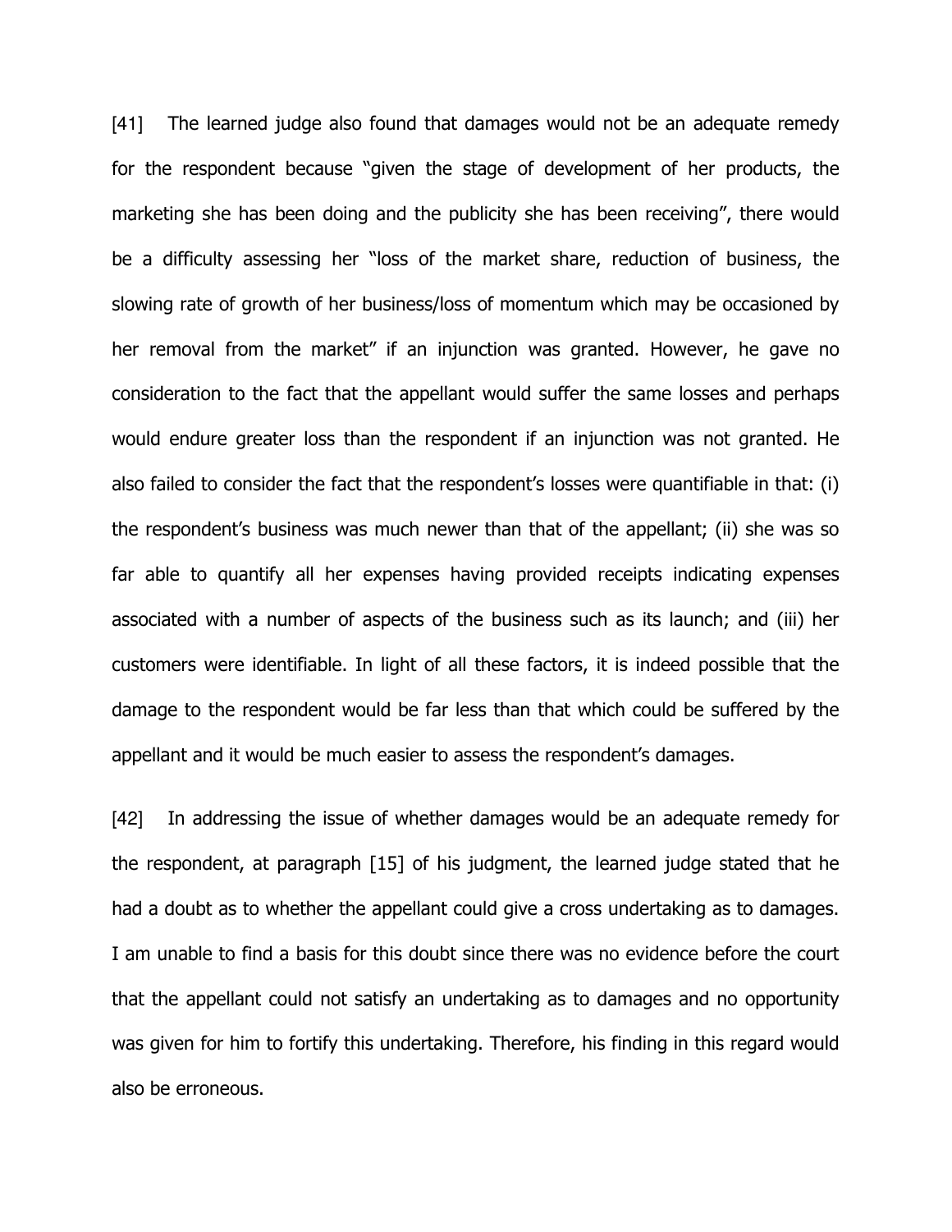[41] The learned judge also found that damages would not be an adequate remedy for the respondent because "given the stage of development of her products, the marketing she has been doing and the publicity she has been receiving", there would be a difficulty assessing her "loss of the market share, reduction of business, the slowing rate of growth of her business/loss of momentum which may be occasioned by her removal from the market" if an injunction was granted. However, he gave no consideration to the fact that the appellant would suffer the same losses and perhaps would endure greater loss than the respondent if an injunction was not granted. He also failed to consider the fact that the respondent's losses were quantifiable in that: (i) the respondent's business was much newer than that of the appellant; (ii) she was so far able to quantify all her expenses having provided receipts indicating expenses associated with a number of aspects of the business such as its launch; and (iii) her customers were identifiable. In light of all these factors, it is indeed possible that the damage to the respondent would be far less than that which could be suffered by the appellant and it would be much easier to assess the respondent's damages.

[42] In addressing the issue of whether damages would be an adequate remedy for the respondent, at paragraph [15] of his judgment, the learned judge stated that he had a doubt as to whether the appellant could give a cross undertaking as to damages. I am unable to find a basis for this doubt since there was no evidence before the court that the appellant could not satisfy an undertaking as to damages and no opportunity was given for him to fortify this undertaking. Therefore, his finding in this regard would also be erroneous.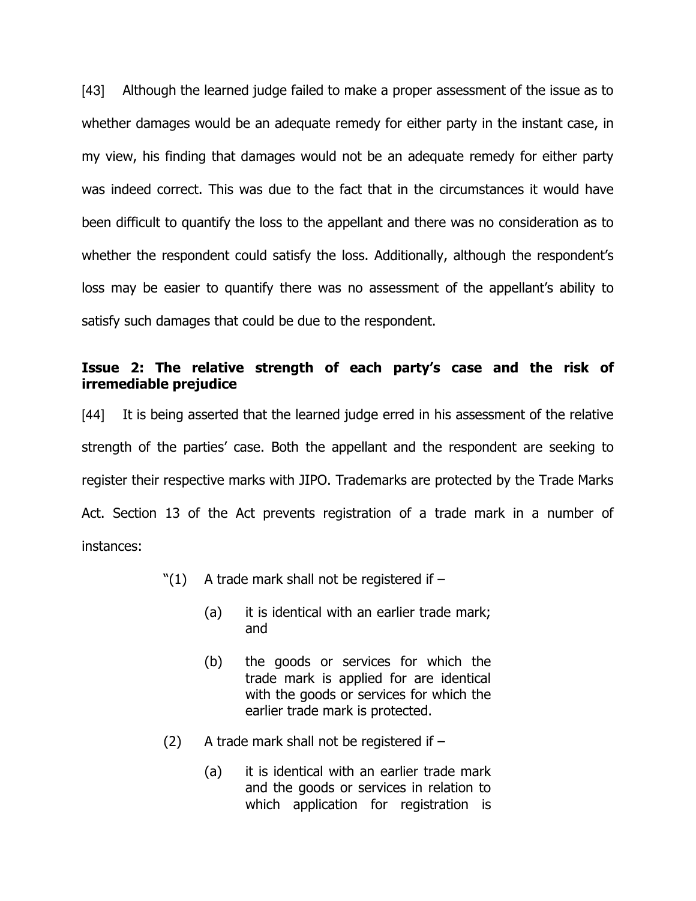[43] Although the learned judge failed to make a proper assessment of the issue as to whether damages would be an adequate remedy for either party in the instant case, in my view, his finding that damages would not be an adequate remedy for either party was indeed correct. This was due to the fact that in the circumstances it would have been difficult to quantify the loss to the appellant and there was no consideration as to whether the respondent could satisfy the loss. Additionally, although the respondent's loss may be easier to quantify there was no assessment of the appellant's ability to satisfy such damages that could be due to the respondent.

**Issue 2: The relative strength of each party's case and the risk of irremediable prejudice**

[44] It is being asserted that the learned judge erred in his assessment of the relative strength of the parties' case. Both the appellant and the respondent are seeking to register their respective marks with JIPO. Trademarks are protected by the Trade Marks Act. Section 13 of the Act prevents registration of a trade mark in a number of instances:

> "(1) A trade mark shall not be registered if –
>
> (a) it is identical with an earlier trade mark; and
>
> (b) the goods or services for which the trade mark is applied for are identical with the goods or services for which the earlier trade mark is protected.
>
> (2) A trade mark shall not be registered if –
>
> (a) it is identical with an earlier trade mark and the goods or services in relation to which application for registration is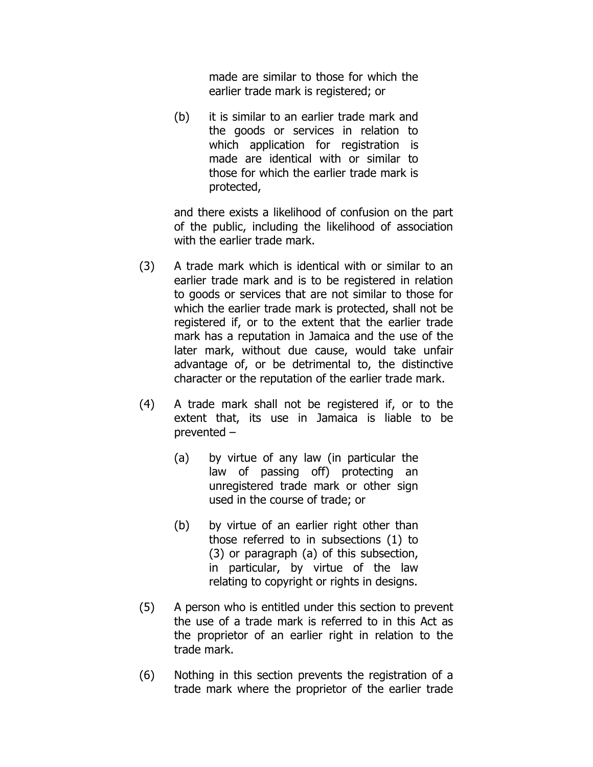made are similar to those for which the earlier trade mark is registered; or

(b) it is similar to an earlier trade mark and the goods or services in relation to which application for registration is made are identical with or similar to those for which the earlier trade mark is protected,

and there exists a likelihood of confusion on the part of the public, including the likelihood of association with the earlier trade mark.

(3) A trade mark which is identical with or similar to an earlier trade mark and is to be registered in relation to goods or services that are not similar to those for which the earlier trade mark is protected, shall not be registered if, or to the extent that the earlier trade mark has a reputation in Jamaica and the use of the later mark, without due cause, would take unfair advantage of, or be detrimental to, the distinctive character or the reputation of the earlier trade mark.

(4) A trade mark shall not be registered if, or to the extent that, its use in Jamaica is liable to be prevented –

(a) by virtue of any law (in particular the law of passing off) protecting an unregistered trade mark or other sign used in the course of trade; or

(b) by virtue of an earlier right other than those referred to in subsections (1) to (3) or paragraph (a) of this subsection, in particular, by virtue of the law relating to copyright or rights in designs.

(5) A person who is entitled under this section to prevent the use of a trade mark is referred to in this Act as the proprietor of an earlier right in relation to the trade mark.

(6) Nothing in this section prevents the registration of a trade mark where the proprietor of the earlier trade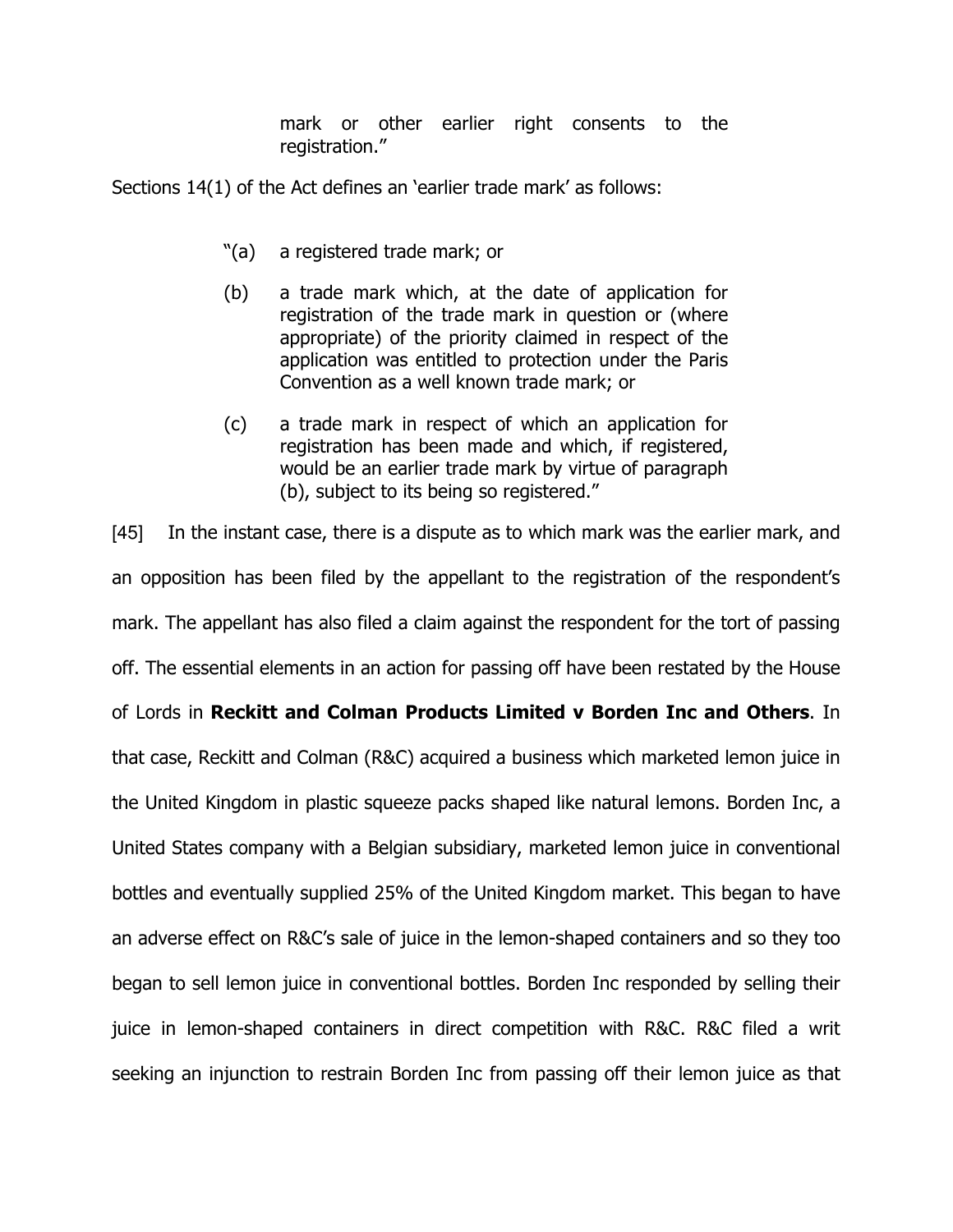mark or other earlier right consents to the registration."

Sections 14(1) of the Act defines an 'earlier trade mark' as follows:

> "(a) a registered trade mark; or
>
> (b) a trade mark which, at the date of application for registration of the trade mark in question or (where appropriate) of the priority claimed in respect of the application was entitled to protection under the Paris Convention as a well known trade mark; or
>
> (c) a trade mark in respect of which an application for registration has been made and which, if registered, would be an earlier trade mark by virtue of paragraph (b), subject to its being so registered."

[45] In the instant case, there is a dispute as to which mark was the earlier mark, and an opposition has been filed by the appellant to the registration of the respondent's mark. The appellant has also filed a claim against the respondent for the tort of passing off. The essential elements in an action for passing off have been restated by the House of Lords in **Reckitt and Colman Products Limited v Borden Inc and Others**. In that case, Reckitt and Colman (R&C) acquired a business which marketed lemon juice in the United Kingdom in plastic squeeze packs shaped like natural lemons. Borden Inc, a United States company with a Belgian subsidiary, marketed lemon juice in conventional bottles and eventually supplied 25% of the United Kingdom market. This began to have an adverse effect on R&C's sale of juice in the lemon-shaped containers and so they too began to sell lemon juice in conventional bottles. Borden Inc responded by selling their juice in lemon-shaped containers in direct competition with R&C. R&C filed a writ seeking an injunction to restrain Borden Inc from passing off their lemon juice as that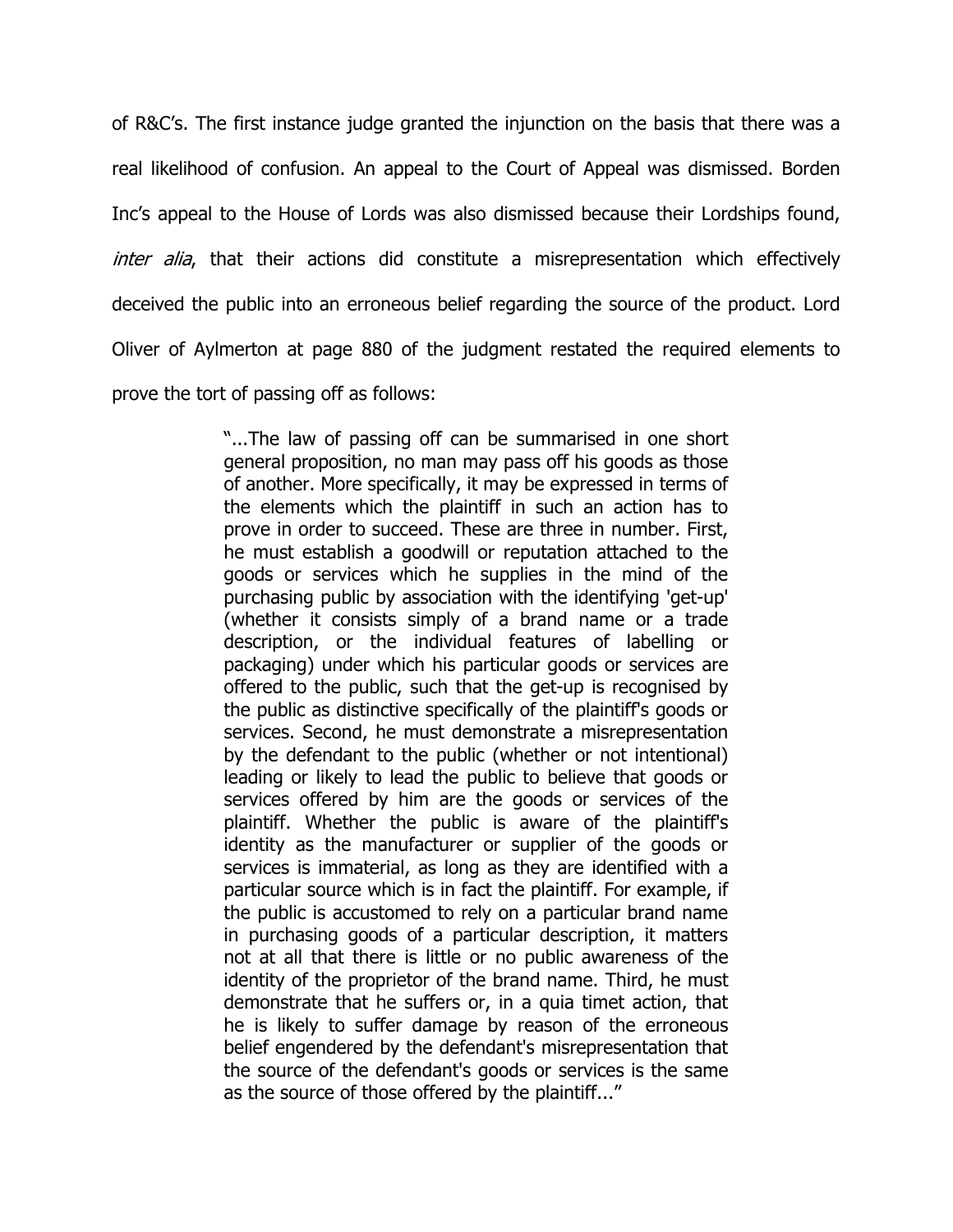of R&C's. The first instance judge granted the injunction on the basis that there was a real likelihood of confusion. An appeal to the Court of Appeal was dismissed. Borden Inc's appeal to the House of Lords was also dismissed because their Lordships found, *inter alia*, that their actions did constitute a misrepresentation which effectively deceived the public into an erroneous belief regarding the source of the product. Lord Oliver of Aylmerton at page 880 of the judgment restated the required elements to prove the tort of passing off as follows:

> "...The law of passing off can be summarised in one short general proposition, no man may pass off his goods as those of another. More specifically, it may be expressed in terms of the elements which the plaintiff in such an action has to prove in order to succeed. These are three in number. First, he must establish a goodwill or reputation attached to the goods or services which he supplies in the mind of the purchasing public by association with the identifying 'get-up' (whether it consists simply of a brand name or a trade description, or the individual features of labelling or packaging) under which his particular goods or services are offered to the public, such that the get-up is recognised by the public as distinctive specifically of the plaintiff's goods or services. Second, he must demonstrate a misrepresentation by the defendant to the public (whether or not intentional) leading or likely to lead the public to believe that goods or services offered by him are the goods or services of the plaintiff. Whether the public is aware of the plaintiff's identity as the manufacturer or supplier of the goods or services is immaterial, as long as they are identified with a particular source which is in fact the plaintiff. For example, if the public is accustomed to rely on a particular brand name in purchasing goods of a particular description, it matters not at all that there is little or no public awareness of the identity of the proprietor of the brand name. Third, he must demonstrate that he suffers or, in a quia timet action, that he is likely to suffer damage by reason of the erroneous belief engendered by the defendant's misrepresentation that the source of the defendant's goods or services is the same as the source of those offered by the plaintiff..."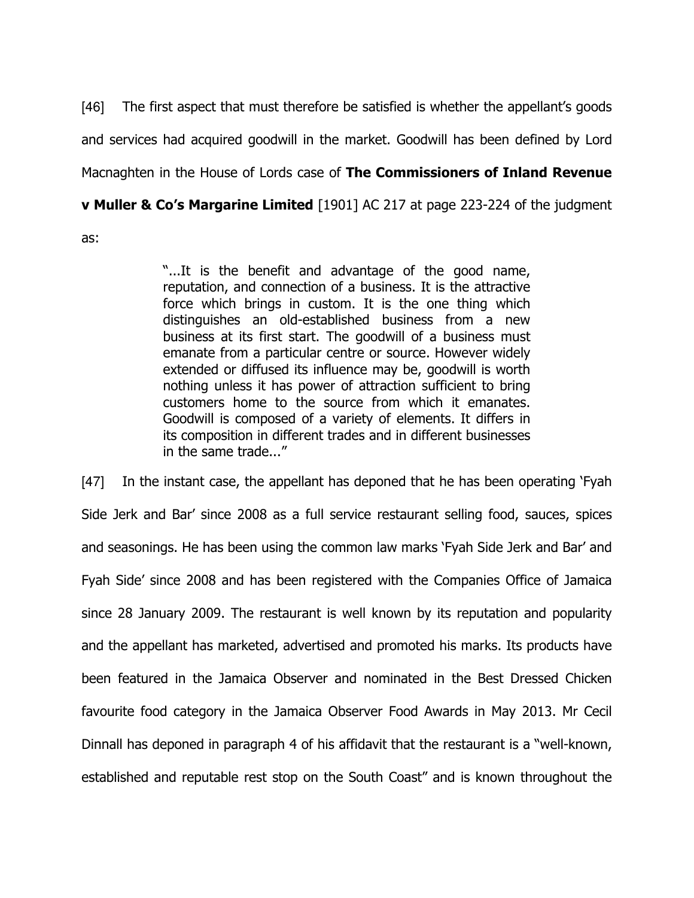[46] The first aspect that must therefore be satisfied is whether the appellant's goods and services had acquired goodwill in the market. Goodwill has been defined by Lord Macnaghten in the House of Lords case of **The Commissioners of Inland Revenue v Muller & Co's Margarine Limited** [1901] AC 217 at page 223-224 of the judgment as:

> "...It is the benefit and advantage of the good name, reputation, and connection of a business. It is the attractive force which brings in custom. It is the one thing which distinguishes an old-established business from a new business at its first start. The goodwill of a business must emanate from a particular centre or source. However widely extended or diffused its influence may be, goodwill is worth nothing unless it has power of attraction sufficient to bring customers home to the source from which it emanates. Goodwill is composed of a variety of elements. It differs in its composition in different trades and in different businesses in the same trade..."

[47] In the instant case, the appellant has deponed that he has been operating 'Fyah Side Jerk and Bar' since 2008 as a full service restaurant selling food, sauces, spices and seasonings. He has been using the common law marks 'Fyah Side Jerk and Bar' and Fyah Side' since 2008 and has been registered with the Companies Office of Jamaica since 28 January 2009. The restaurant is well known by its reputation and popularity and the appellant has marketed, advertised and promoted his marks. Its products have been featured in the Jamaica Observer and nominated in the Best Dressed Chicken favourite food category in the Jamaica Observer Food Awards in May 2013. Mr Cecil Dinnall has deponed in paragraph 4 of his affidavit that the restaurant is a "well-known, established and reputable rest stop on the South Coast" and is known throughout the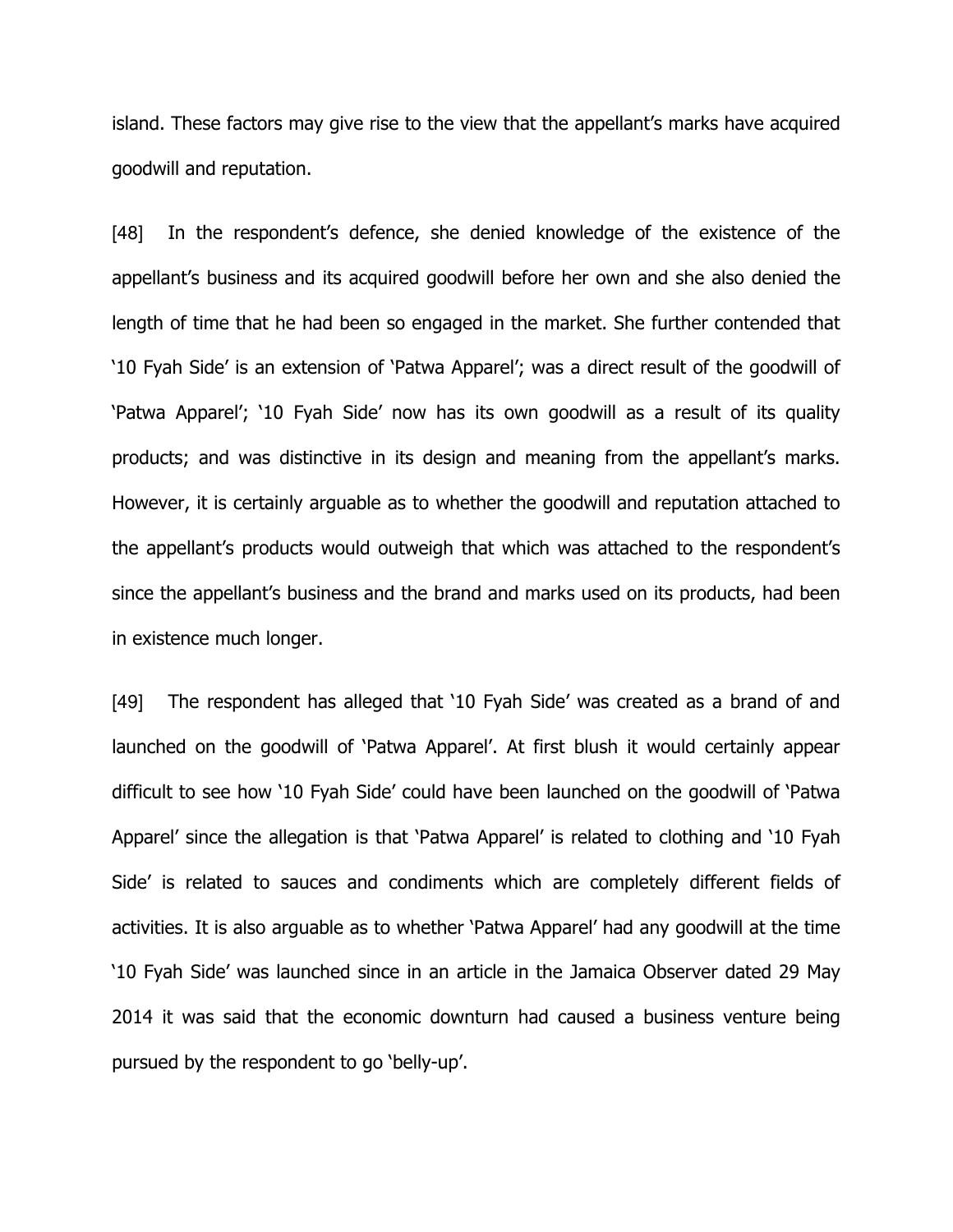island. These factors may give rise to the view that the appellant's marks have acquired goodwill and reputation.

[48] In the respondent's defence, she denied knowledge of the existence of the appellant's business and its acquired goodwill before her own and she also denied the length of time that he had been so engaged in the market. She further contended that '10 Fyah Side' is an extension of 'Patwa Apparel'; was a direct result of the goodwill of 'Patwa Apparel'; '10 Fyah Side' now has its own goodwill as a result of its quality products; and was distinctive in its design and meaning from the appellant's marks. However, it is certainly arguable as to whether the goodwill and reputation attached to the appellant's products would outweigh that which was attached to the respondent's since the appellant's business and the brand and marks used on its products, had been in existence much longer.

[49] The respondent has alleged that '10 Fyah Side' was created as a brand of and launched on the goodwill of 'Patwa Apparel'. At first blush it would certainly appear difficult to see how '10 Fyah Side' could have been launched on the goodwill of 'Patwa Apparel' since the allegation is that 'Patwa Apparel' is related to clothing and '10 Fyah Side' is related to sauces and condiments which are completely different fields of activities. It is also arguable as to whether 'Patwa Apparel' had any goodwill at the time '10 Fyah Side' was launched since in an article in the Jamaica Observer dated 29 May 2014 it was said that the economic downturn had caused a business venture being pursued by the respondent to go 'belly-up'.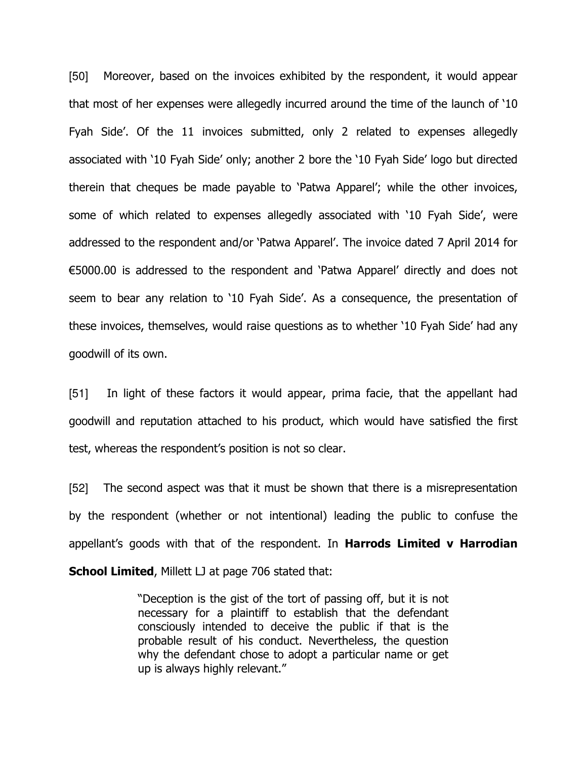[50] Moreover, based on the invoices exhibited by the respondent, it would appear that most of her expenses were allegedly incurred around the time of the launch of '10 Fyah Side'. Of the 11 invoices submitted, only 2 related to expenses allegedly associated with '10 Fyah Side' only; another 2 bore the '10 Fyah Side' logo but directed therein that cheques be made payable to 'Patwa Apparel'; while the other invoices, some of which related to expenses allegedly associated with '10 Fyah Side', were addressed to the respondent and/or 'Patwa Apparel'. The invoice dated 7 April 2014 for €5000.00 is addressed to the respondent and 'Patwa Apparel' directly and does not seem to bear any relation to '10 Fyah Side'. As a consequence, the presentation of these invoices, themselves, would raise questions as to whether '10 Fyah Side' had any goodwill of its own.

[51] In light of these factors it would appear, prima facie, that the appellant had goodwill and reputation attached to his product, which would have satisfied the first test, whereas the respondent's position is not so clear.

[52] The second aspect was that it must be shown that there is a misrepresentation by the respondent (whether or not intentional) leading the public to confuse the appellant's goods with that of the respondent. In **Harrods Limited v Harrodian School Limited**, Millett LJ at page 706 stated that:

> "Deception is the gist of the tort of passing off, but it is not necessary for a plaintiff to establish that the defendant consciously intended to deceive the public if that is the probable result of his conduct. Nevertheless, the question why the defendant chose to adopt a particular name or get up is always highly relevant."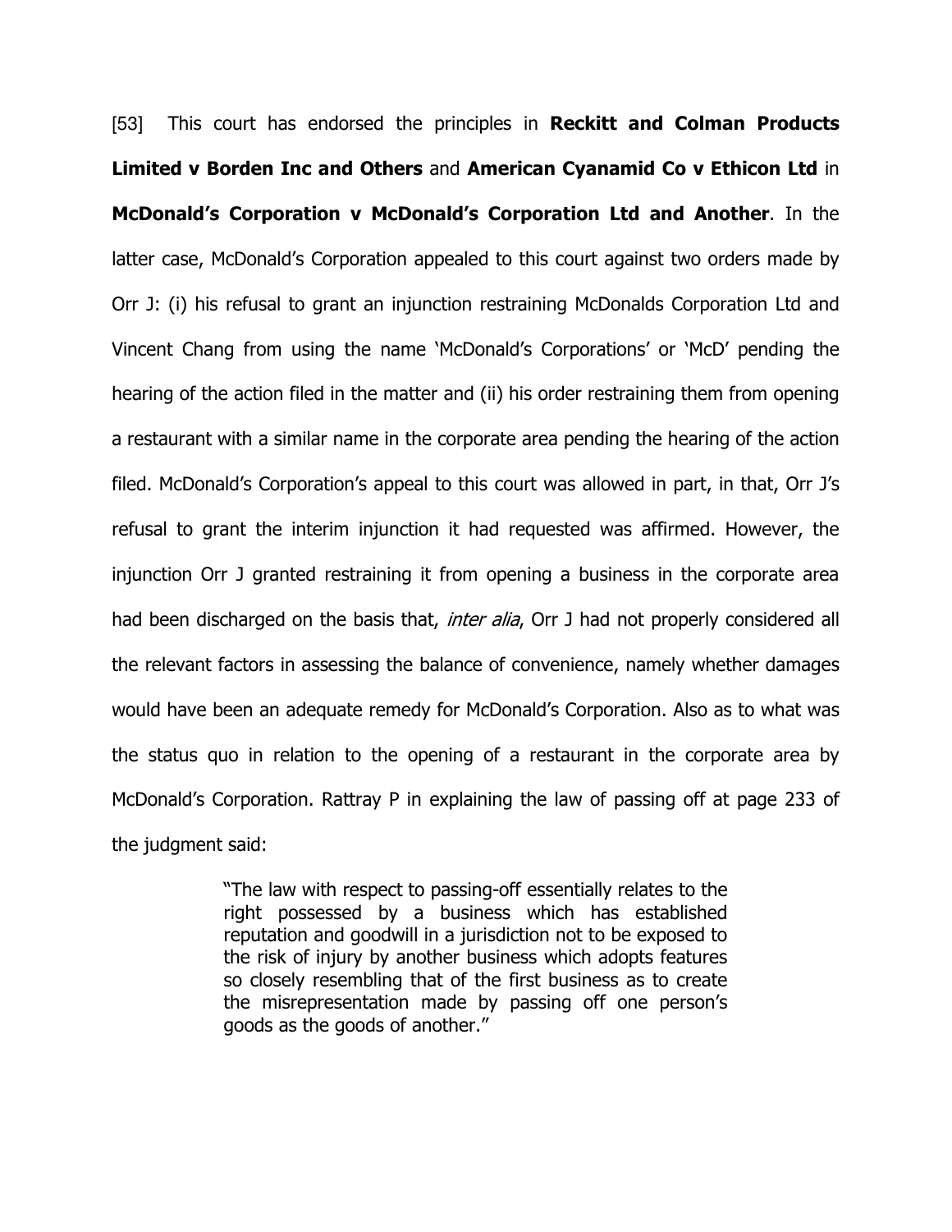[53] This court has endorsed the principles in **Reckitt and Colman Products Limited v Borden Inc and Others** and **American Cyanamid Co v Ethicon Ltd** in **McDonald's Corporation v McDonald's Corporation Ltd and Another**. In the latter case, McDonald's Corporation appealed to this court against two orders made by Orr J: (i) his refusal to grant an injunction restraining McDonalds Corporation Ltd and Vincent Chang from using the name 'McDonald's Corporations' or 'McD' pending the hearing of the action filed in the matter and (ii) his order restraining them from opening a restaurant with a similar name in the corporate area pending the hearing of the action filed. McDonald's Corporation's appeal to this court was allowed in part, in that, Orr J's refusal to grant the interim injunction it had requested was affirmed. However, the injunction Orr J granted restraining it from opening a business in the corporate area had been discharged on the basis that, *inter alia*, Orr J had not properly considered all the relevant factors in assessing the balance of convenience, namely whether damages would have been an adequate remedy for McDonald's Corporation. Also as to what was the status quo in relation to the opening of a restaurant in the corporate area by McDonald's Corporation. Rattray P in explaining the law of passing off at page 233 of the judgment said:

> "The law with respect to passing-off essentially relates to the right possessed by a business which has established reputation and goodwill in a jurisdiction not to be exposed to the risk of injury by another business which adopts features so closely resembling that of the first business as to create the misrepresentation made by passing off one person's goods as the goods of another."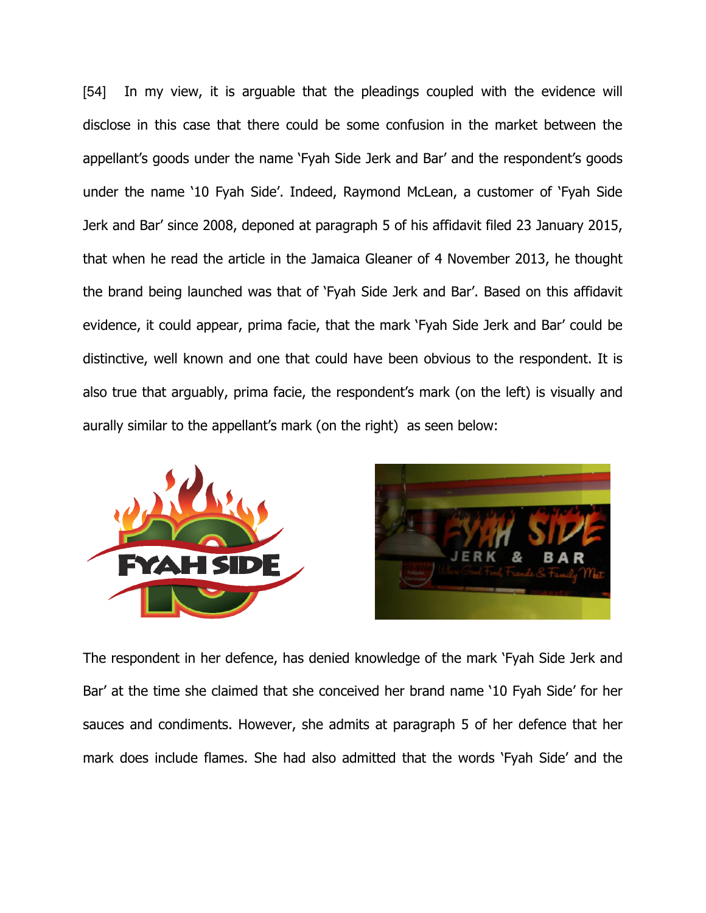[54] In my view, it is arguable that the pleadings coupled with the evidence will disclose in this case that there could be some confusion in the market between the appellant's goods under the name 'Fyah Side Jerk and Bar' and the respondent's goods under the name '10 Fyah Side'. Indeed, Raymond McLean, a customer of 'Fyah Side Jerk and Bar' since 2008, deponed at paragraph 5 of his affidavit filed 23 January 2015, that when he read the article in the Jamaica Gleaner of 4 November 2013, he thought the brand being launched was that of 'Fyah Side Jerk and Bar'. Based on this affidavit evidence, it could appear, prima facie, that the mark 'Fyah Side Jerk and Bar' could be distinctive, well known and one that could have been obvious to the respondent. It is also true that arguably, prima facie, the respondent's mark (on the left) is visually and aurally similar to the appellant's mark (on the right) as seen below:

The respondent in her defence, has denied knowledge of the mark 'Fyah Side Jerk and Bar' at the time she claimed that she conceived her brand name '10 Fyah Side' for her sauces and condiments. However, she admits at paragraph 5 of her defence that her mark does include flames. She had also admitted that the words 'Fyah Side' and the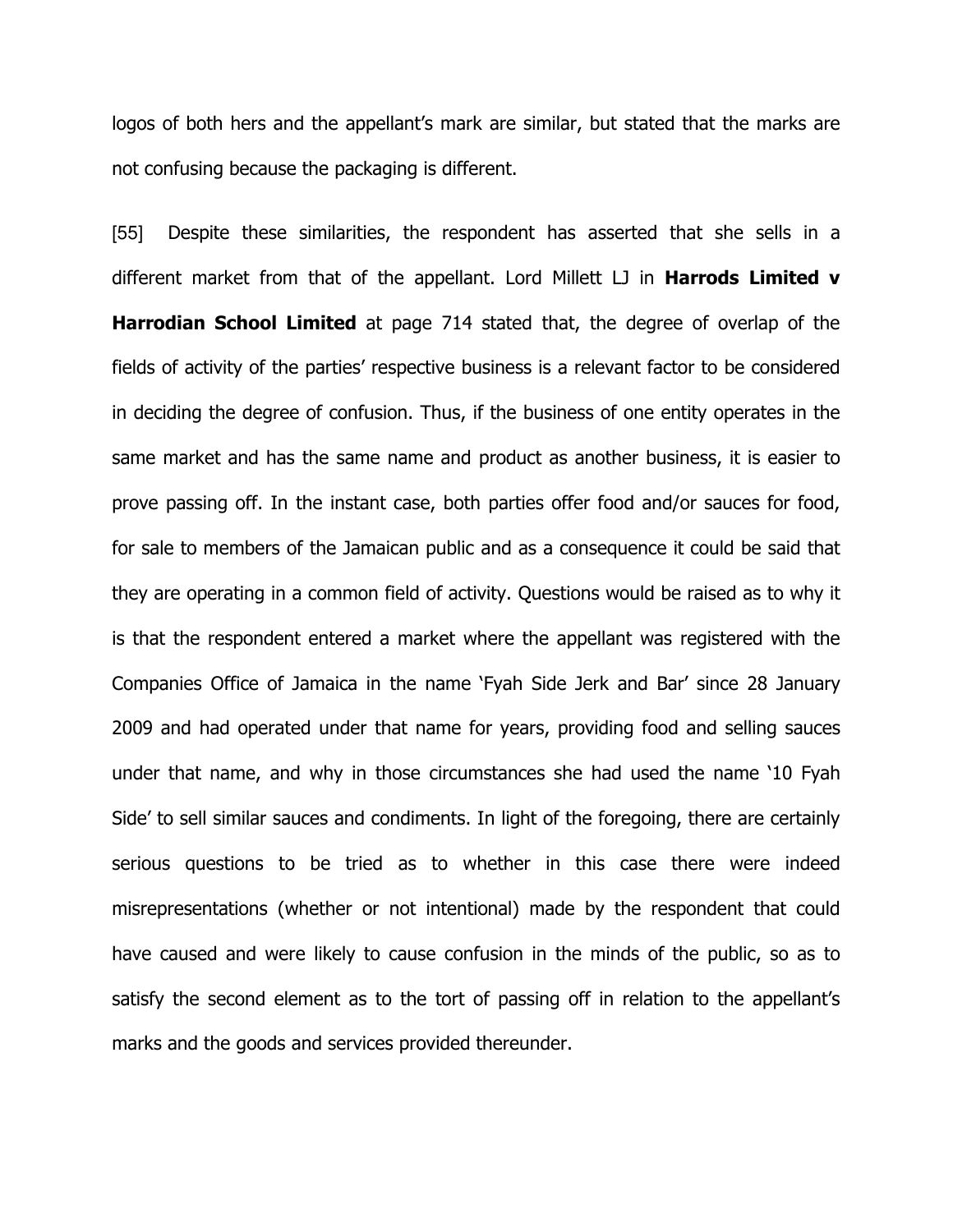logos of both hers and the appellant's mark are similar, but stated that the marks are not confusing because the packaging is different.

[55] Despite these similarities, the respondent has asserted that she sells in a different market from that of the appellant. Lord Millett LJ in **Harrods Limited v Harrodian School Limited** at page 714 stated that, the degree of overlap of the fields of activity of the parties' respective business is a relevant factor to be considered in deciding the degree of confusion. Thus, if the business of one entity operates in the same market and has the same name and product as another business, it is easier to prove passing off. In the instant case, both parties offer food and/or sauces for food, for sale to members of the Jamaican public and as a consequence it could be said that they are operating in a common field of activity. Questions would be raised as to why it is that the respondent entered a market where the appellant was registered with the Companies Office of Jamaica in the name 'Fyah Side Jerk and Bar' since 28 January 2009 and had operated under that name for years, providing food and selling sauces under that name, and why in those circumstances she had used the name '10 Fyah Side' to sell similar sauces and condiments. In light of the foregoing, there are certainly serious questions to be tried as to whether in this case there were indeed misrepresentations (whether or not intentional) made by the respondent that could have caused and were likely to cause confusion in the minds of the public, so as to satisfy the second element as to the tort of passing off in relation to the appellant's marks and the goods and services provided thereunder.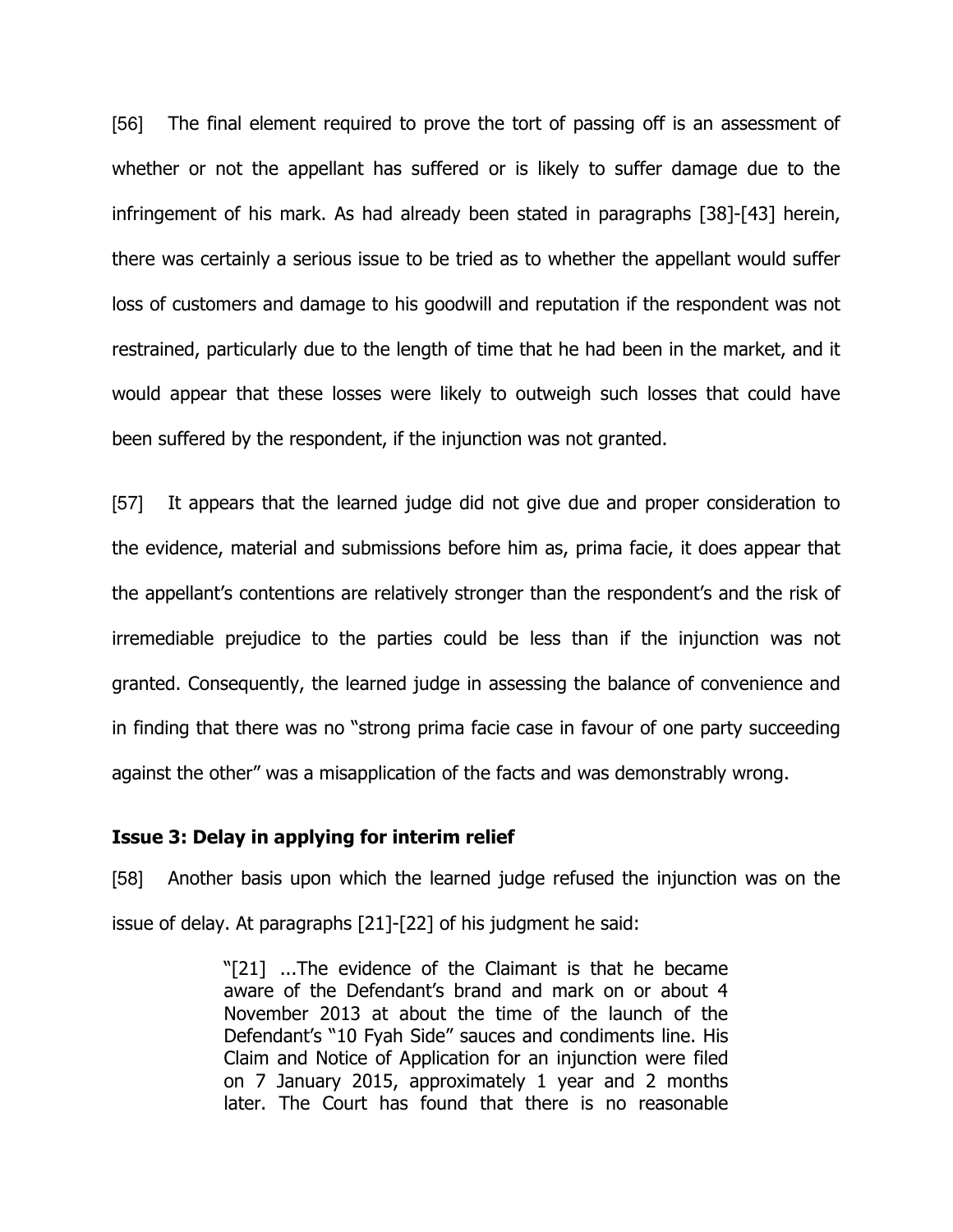[56] The final element required to prove the tort of passing off is an assessment of whether or not the appellant has suffered or is likely to suffer damage due to the infringement of his mark. As had already been stated in paragraphs [38]-[43] herein, there was certainly a serious issue to be tried as to whether the appellant would suffer loss of customers and damage to his goodwill and reputation if the respondent was not restrained, particularly due to the length of time that he had been in the market, and it would appear that these losses were likely to outweigh such losses that could have been suffered by the respondent, if the injunction was not granted.

[57] It appears that the learned judge did not give due and proper consideration to the evidence, material and submissions before him as, prima facie, it does appear that the appellant's contentions are relatively stronger than the respondent's and the risk of irremediable prejudice to the parties could be less than if the injunction was not granted. Consequently, the learned judge in assessing the balance of convenience and in finding that there was no "strong prima facie case in favour of one party succeeding against the other" was a misapplication of the facts and was demonstrably wrong.

**Issue 3: Delay in applying for interim relief**

[58] Another basis upon which the learned judge refused the injunction was on the issue of delay. At paragraphs [21]-[22] of his judgment he said:

> "[21] ...The evidence of the Claimant is that he became aware of the Defendant's brand and mark on or about 4 November 2013 at about the time of the launch of the Defendant's "10 Fyah Side" sauces and condiments line. His Claim and Notice of Application for an injunction were filed on 7 January 2015, approximately 1 year and 2 months later. The Court has found that there is no reasonable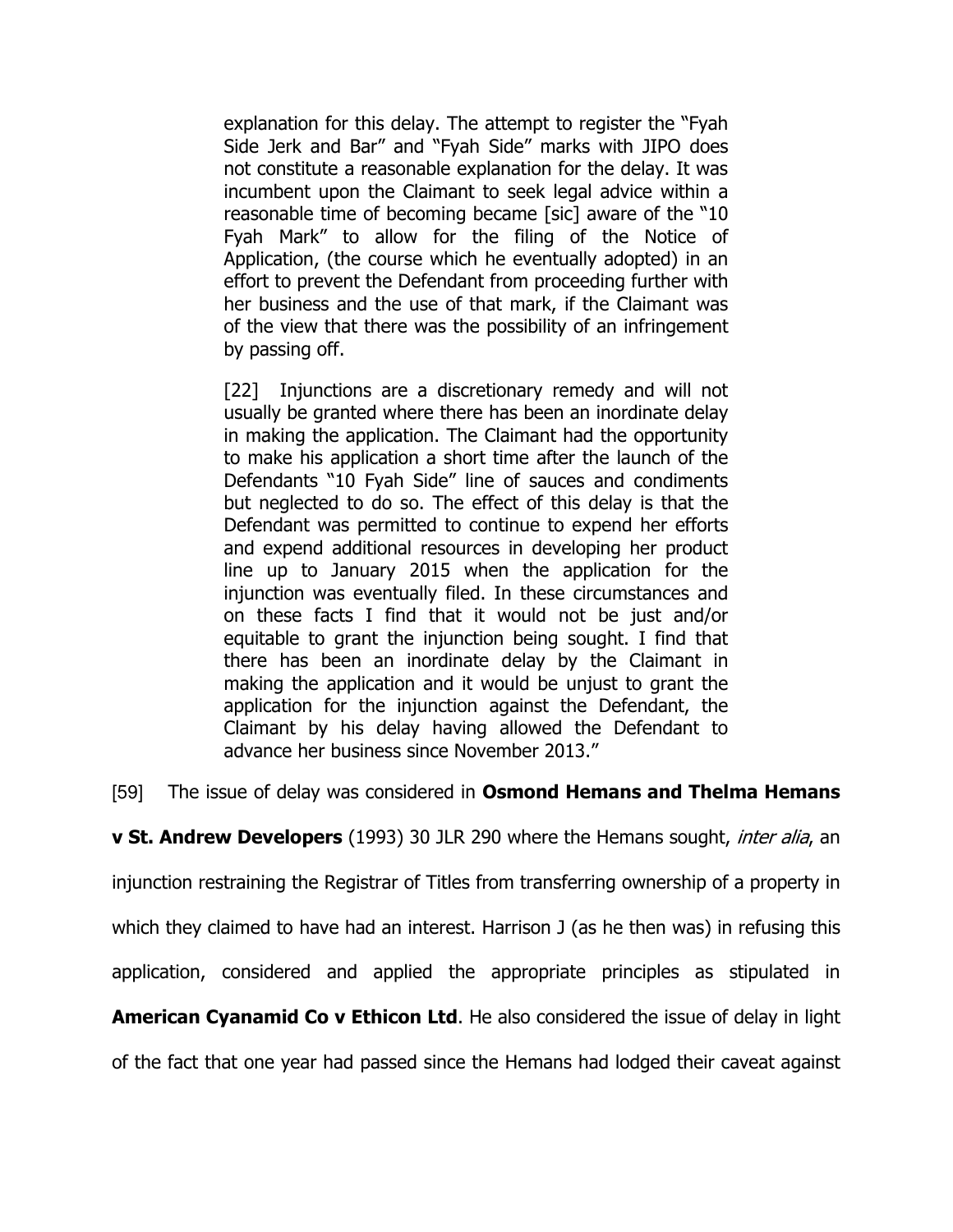> explanation for this delay. The attempt to register the "Fyah Side Jerk and Bar" and "Fyah Side" marks with JIPO does not constitute a reasonable explanation for the delay. It was incumbent upon the Claimant to seek legal advice within a reasonable time of becoming became [sic] aware of the "10 Fyah Mark" to allow for the filing of the Notice of Application, (the course which he eventually adopted) in an effort to prevent the Defendant from proceeding further with her business and the use of that mark, if the Claimant was of the view that there was the possibility of an infringement by passing off.
>
> [22] Injunctions are a discretionary remedy and will not usually be granted where there has been an inordinate delay in making the application. The Claimant had the opportunity to make his application a short time after the launch of the Defendants "10 Fyah Side" line of sauces and condiments but neglected to do so. The effect of this delay is that the Defendant was permitted to continue to expend her efforts and expend additional resources in developing her product line up to January 2015 when the application for the injunction was eventually filed. In these circumstances and on these facts I find that it would not be just and/or equitable to grant the injunction being sought. I find that there has been an inordinate delay by the Claimant in making the application and it would be unjust to grant the application for the injunction against the Defendant, the Claimant by his delay having allowed the Defendant to advance her business since November 2013."

[59] The issue of delay was considered in **Osmond Hemans and Thelma Hemans v St. Andrew Developers** (1993) 30 JLR 290 where the Hemans sought, *inter alia*, an injunction restraining the Registrar of Titles from transferring ownership of a property in which they claimed to have had an interest. Harrison J (as he then was) in refusing this application, considered and applied the appropriate principles as stipulated in **American Cyanamid Co v Ethicon Ltd**. He also considered the issue of delay in light of the fact that one year had passed since the Hemans had lodged their caveat against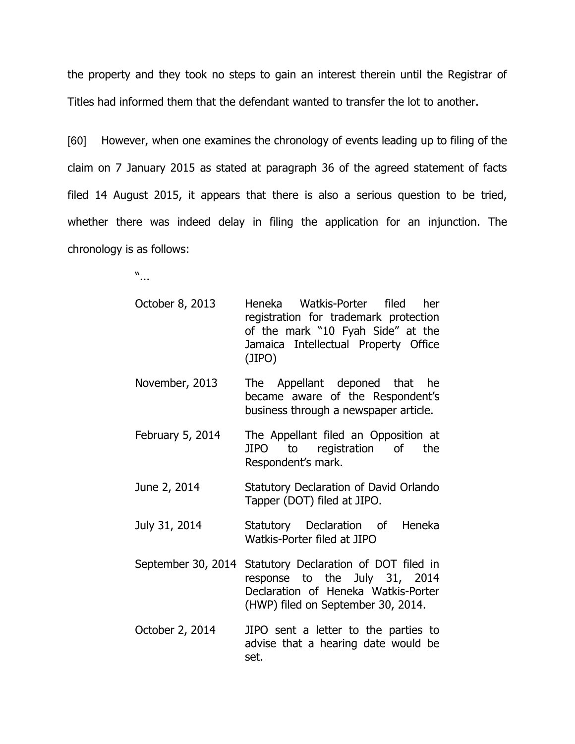the property and they took no steps to gain an interest therein until the Registrar of Titles had informed them that the defendant wanted to transfer the lot to another.

[60] However, when one examines the chronology of events leading up to filing of the claim on 7 January 2015 as stated at paragraph 36 of the agreed statement of facts filed 14 August 2015, it appears that there is also a serious question to be tried, whether there was indeed delay in filing the application for an injunction. The chronology is as follows:

"...

| | |
|---|---|
| October 8, 2013 | Heneka Watkis-Porter filed her registration for trademark protection of the mark "10 Fyah Side" at the Jamaica Intellectual Property Office (JIPO) |
| November, 2013 | The Appellant deponed that he became aware of the Respondent's business through a newspaper article. |
| February 5, 2014 | The Appellant filed an Opposition at JIPO to registration of the Respondent's mark. |
| June 2, 2014 | Statutory Declaration of David Orlando Tapper (DOT) filed at JIPO. |
| July 31, 2014 | Statutory Declaration of Heneka Watkis-Porter filed at JIPO |
| September 30, 2014 | Statutory Declaration of DOT filed in response to the July 31, 2014 Declaration of Heneka Watkis-Porter (HWP) filed on September 30, 2014. |
| October 2, 2014 | JIPO sent a letter to the parties to advise that a hearing date would be set. |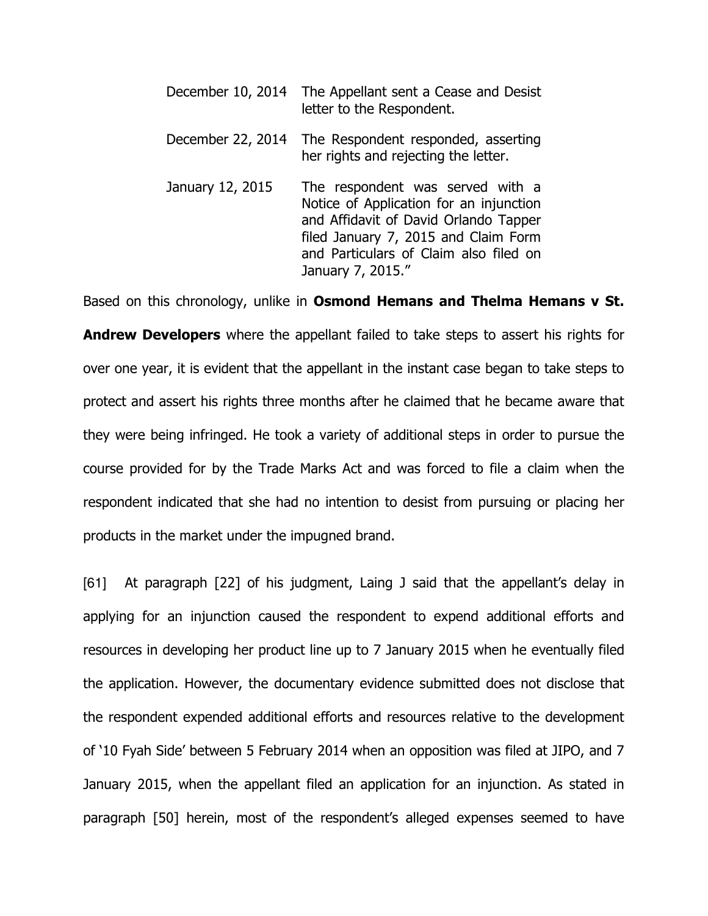| | |
|---|---|
| December 10, 2014 | The Appellant sent a Cease and Desist letter to the Respondent. |
| December 22, 2014 | The Respondent responded, asserting her rights and rejecting the letter. |
| January 12, 2015 | The respondent was served with a Notice of Application for an injunction and Affidavit of David Orlando Tapper filed January 7, 2015 and Claim Form and Particulars of Claim also filed on January 7, 2015." |

Based on this chronology, unlike in **Osmond Hemans and Thelma Hemans v St. Andrew Developers** where the appellant failed to take steps to assert his rights for over one year, it is evident that the appellant in the instant case began to take steps to protect and assert his rights three months after he claimed that he became aware that they were being infringed. He took a variety of additional steps in order to pursue the course provided for by the Trade Marks Act and was forced to file a claim when the respondent indicated that she had no intention to desist from pursuing or placing her products in the market under the impugned brand.

[61] At paragraph [22] of his judgment, Laing J said that the appellant's delay in applying for an injunction caused the respondent to expend additional efforts and resources in developing her product line up to 7 January 2015 when he eventually filed the application. However, the documentary evidence submitted does not disclose that the respondent expended additional efforts and resources relative to the development of '10 Fyah Side' between 5 February 2014 when an opposition was filed at JIPO, and 7 January 2015, when the appellant filed an application for an injunction. As stated in paragraph [50] herein, most of the respondent's alleged expenses seemed to have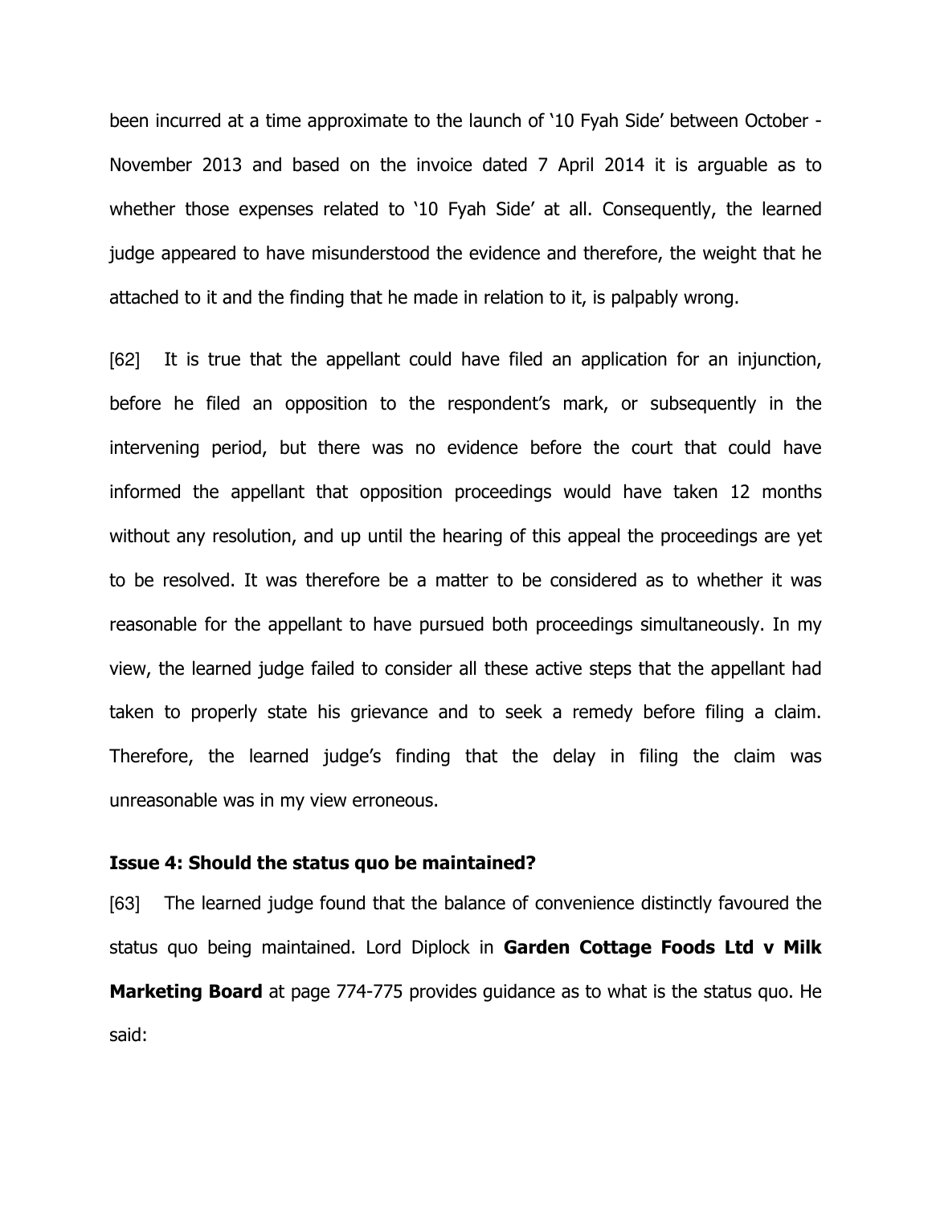been incurred at a time approximate to the launch of '10 Fyah Side' between October - November 2013 and based on the invoice dated 7 April 2014 it is arguable as to whether those expenses related to '10 Fyah Side' at all. Consequently, the learned judge appeared to have misunderstood the evidence and therefore, the weight that he attached to it and the finding that he made in relation to it, is palpably wrong.

[62] It is true that the appellant could have filed an application for an injunction, before he filed an opposition to the respondent's mark, or subsequently in the intervening period, but there was no evidence before the court that could have informed the appellant that opposition proceedings would have taken 12 months without any resolution, and up until the hearing of this appeal the proceedings are yet to be resolved. It was therefore be a matter to be considered as to whether it was reasonable for the appellant to have pursued both proceedings simultaneously. In my view, the learned judge failed to consider all these active steps that the appellant had taken to properly state his grievance and to seek a remedy before filing a claim. Therefore, the learned judge's finding that the delay in filing the claim was unreasonable was in my view erroneous.

**Issue 4: Should the status quo be maintained?**

[63] The learned judge found that the balance of convenience distinctly favoured the status quo being maintained. Lord Diplock in **Garden Cottage Foods Ltd v Milk Marketing Board** at page 774-775 provides guidance as to what is the status quo. He said: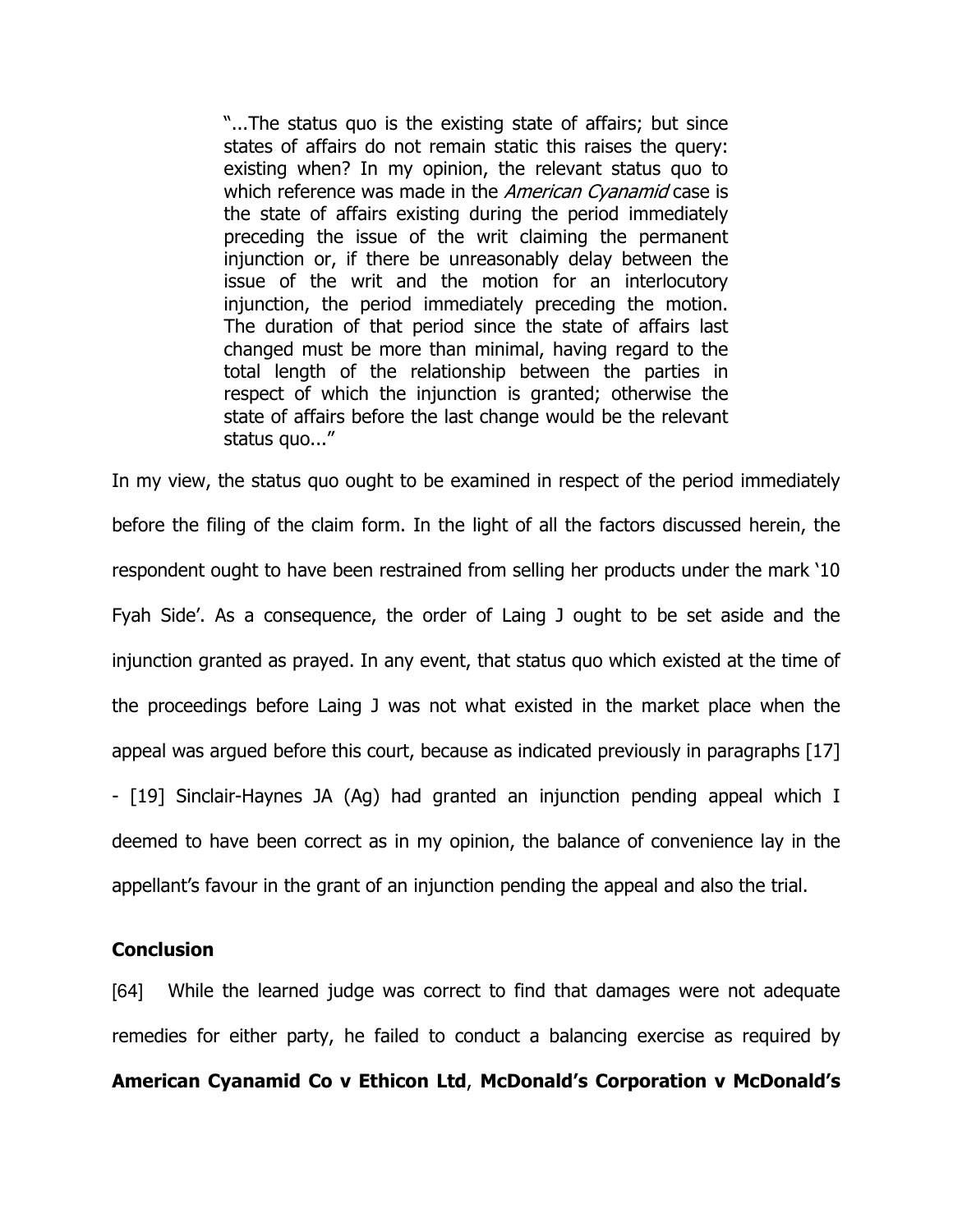> "...The status quo is the existing state of affairs; but since states of affairs do not remain static this raises the query: existing when? In my opinion, the relevant status quo to which reference was made in the *American Cyanamid* case is the state of affairs existing during the period immediately preceding the issue of the writ claiming the permanent injunction or, if there be unreasonably delay between the issue of the writ and the motion for an interlocutory injunction, the period immediately preceding the motion. The duration of that period since the state of affairs last changed must be more than minimal, having regard to the total length of the relationship between the parties in respect of which the injunction is granted; otherwise the state of affairs before the last change would be the relevant status quo..."

In my view, the status quo ought to be examined in respect of the period immediately before the filing of the claim form. In the light of all the factors discussed herein, the respondent ought to have been restrained from selling her products under the mark '10 Fyah Side'. As a consequence, the order of Laing J ought to be set aside and the injunction granted as prayed. In any event, that status quo which existed at the time of the proceedings before Laing J was not what existed in the market place when the appeal was argued before this court, because as indicated previously in paragraphs [17] - [19] Sinclair-Haynes JA (Ag) had granted an injunction pending appeal which I deemed to have been correct as in my opinion, the balance of convenience lay in the appellant's favour in the grant of an injunction pending the appeal and also the trial.

**Conclusion**

[64] While the learned judge was correct to find that damages were not adequate remedies for either party, he failed to conduct a balancing exercise as required by **American Cyanamid Co v Ethicon Ltd**, **McDonald's Corporation v McDonald's**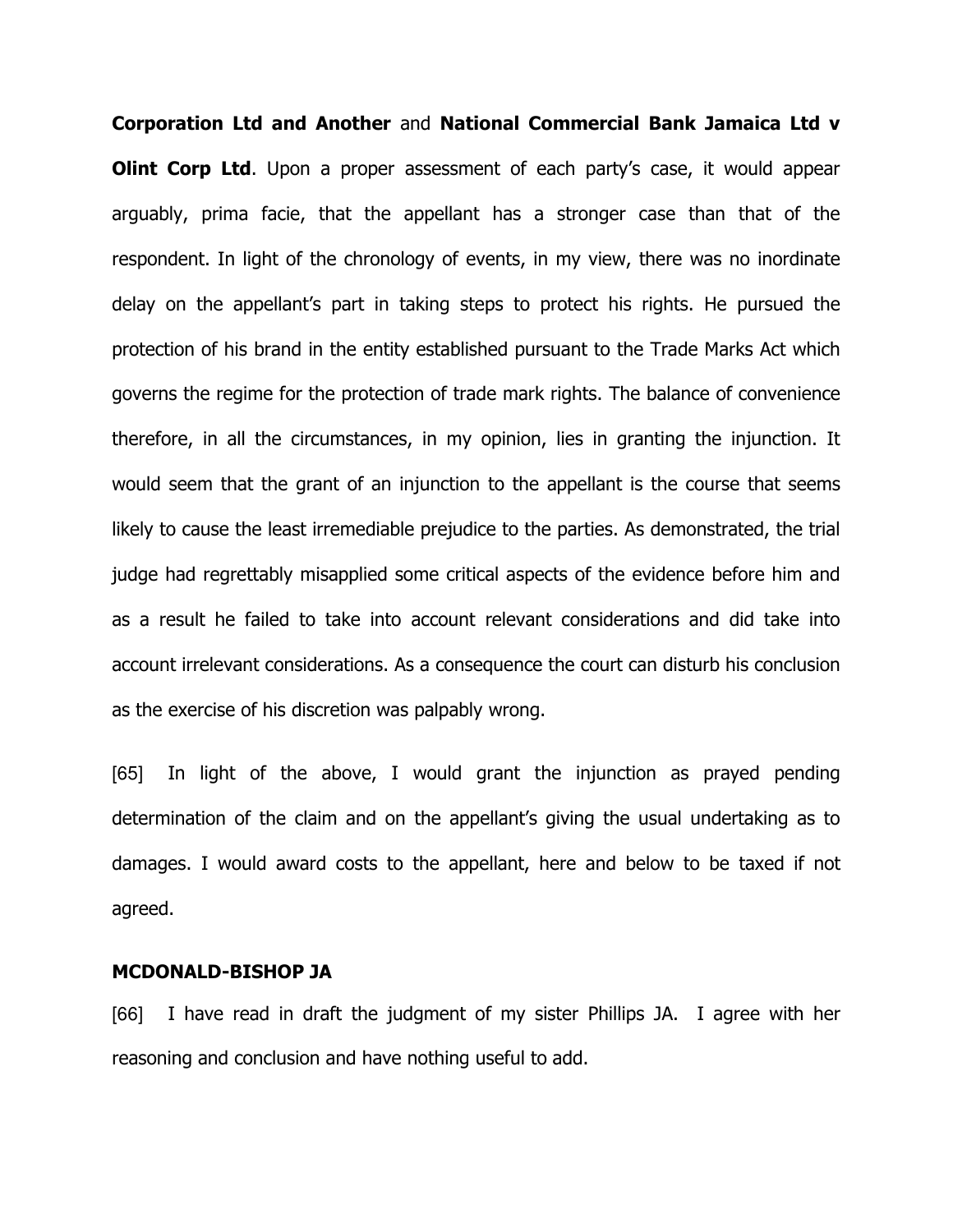**Corporation Ltd and Another** and **National Commercial Bank Jamaica Ltd v Olint Corp Ltd**. Upon a proper assessment of each party's case, it would appear arguably, prima facie, that the appellant has a stronger case than that of the respondent. In light of the chronology of events, in my view, there was no inordinate delay on the appellant's part in taking steps to protect his rights. He pursued the protection of his brand in the entity established pursuant to the Trade Marks Act which governs the regime for the protection of trade mark rights. The balance of convenience therefore, in all the circumstances, in my opinion, lies in granting the injunction. It would seem that the grant of an injunction to the appellant is the course that seems likely to cause the least irremediable prejudice to the parties. As demonstrated, the trial judge had regrettably misapplied some critical aspects of the evidence before him and as a result he failed to take into account relevant considerations and did take into account irrelevant considerations. As a consequence the court can disturb his conclusion as the exercise of his discretion was palpably wrong.

[65] In light of the above, I would grant the injunction as prayed pending determination of the claim and on the appellant's giving the usual undertaking as to damages. I would award costs to the appellant, here and below to be taxed if not agreed.

**MCDONALD-BISHOP JA**

[66] I have read in draft the judgment of my sister Phillips JA. I agree with her reasoning and conclusion and have nothing useful to add.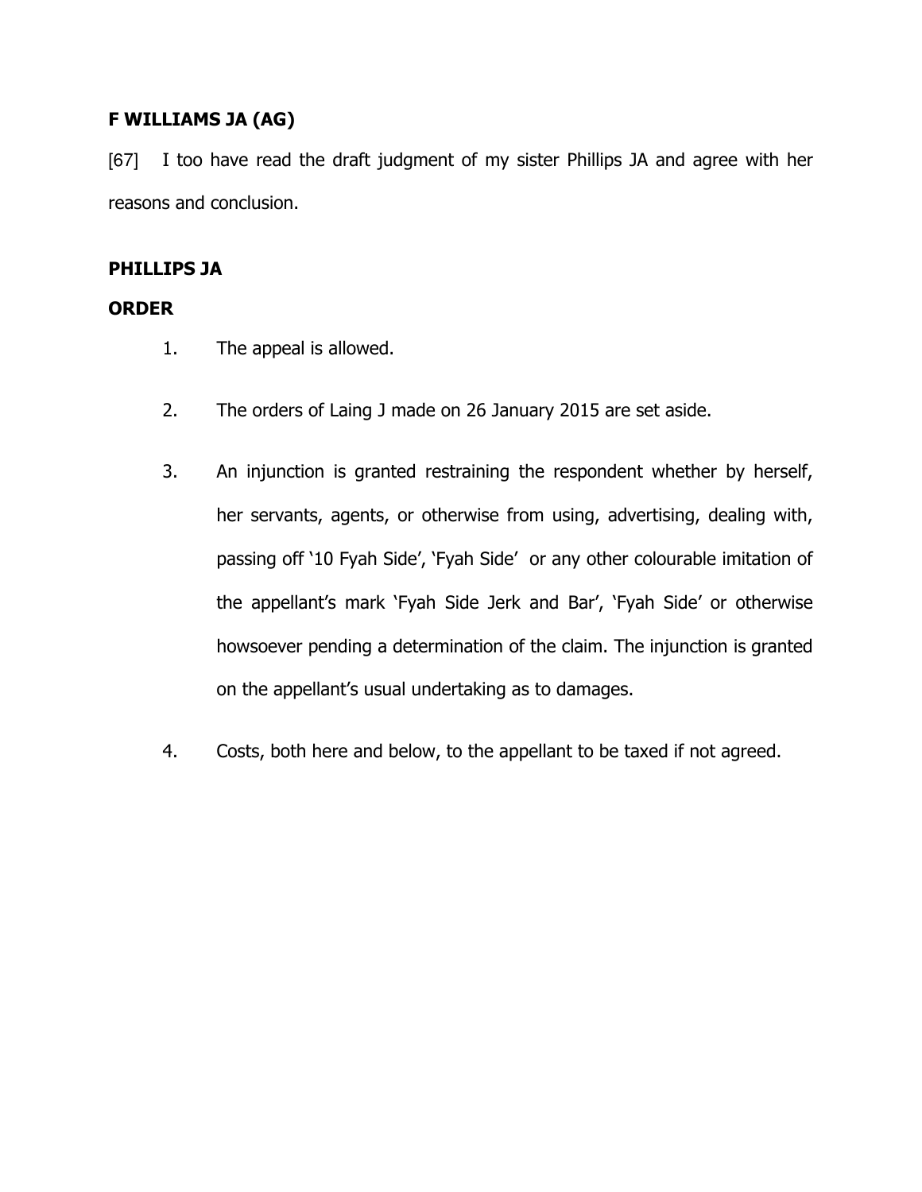**F WILLIAMS JA (AG)**

[67] I too have read the draft judgment of my sister Phillips JA and agree with her reasons and conclusion.

**PHILLIPS JA**

**ORDER**

1. The appeal is allowed.

2. The orders of Laing J made on 26 January 2015 are set aside.

3. An injunction is granted restraining the respondent whether by herself, her servants, agents, or otherwise from using, advertising, dealing with, passing off '10 Fyah Side', 'Fyah Side' or any other colourable imitation of the appellant's mark 'Fyah Side Jerk and Bar', 'Fyah Side' or otherwise howsoever pending a determination of the claim. The injunction is granted on the appellant's usual undertaking as to damages.

4. Costs, both here and below, to the appellant to be taxed if not agreed.